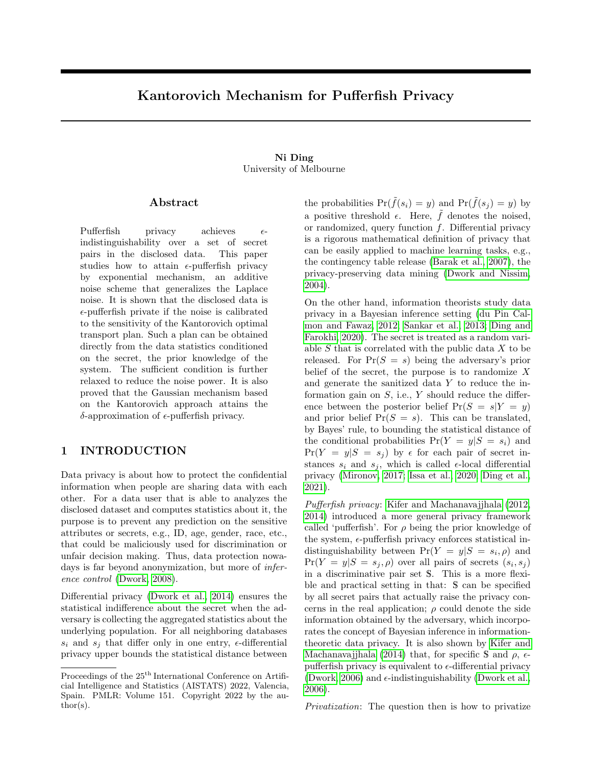# Kantorovich Mechanism for Pufferfish Privacy

**Ni Ding**
University of Melbourne

## Abstract

Pufferfish privacy achieves $\epsilon$-indistinguishability over a set of secret pairs in the disclosed data. This paper studies how to attain $\epsilon$-pufferfish privacy by exponential mechanism, an additive noise scheme that generalizes the Laplace noise. It is shown that the disclosed data is $\epsilon$-pufferfish private if the noise is calibrated to the sensitivity of the Kantorovich optimal transport plan. Such a plan can be obtained directly from the data statistics conditioned on the secret, the prior knowledge of the system. The sufficient condition is further relaxed to reduce the noise power. It is also proved that the Gaussian mechanism based on the Kantorovich approach attains the $\delta$-approximation of $\epsilon$-pufferfish privacy.

## 1 INTRODUCTION

Data privacy is about how to protect the confidential information when people are sharing data with each other. For a data user that is able to analyzes the disclosed dataset and computes statistics about it, the purpose is to prevent any prediction on the sensitive attributes or secrets, e.g., ID, age, gender, race, etc., that could be maliciously used for discrimination or unfair decision making. Thus, data protection nowadays is far beyond anonymization, but more of *inference control* (Dwork, 2008).

Differential privacy (Dwork et al., 2014) ensures the statistical indifference about the secret when the adversary is collecting the aggregated statistics about the underlying population. For all neighboring databases $s_i$ and $s_j$ that differ only in one entry, $\epsilon$-differential privacy upper bounds the statistical distance between the probabilities $\Pr(\tilde{f}(s_i) = y)$ and $\Pr(\tilde{f}(s_j) = y)$ by a positive threshold $\epsilon$. Here, $\tilde{f}$ denotes the noised, or randomized, query function $f$. Differential privacy is a rigorous mathematical definition of privacy that can be easily applied to machine learning tasks, e.g., the contingency table release (Barak et al., 2007), the privacy-preserving data mining (Dwork and Nissim, 2004).

On the other hand, information theorists study data privacy in a Bayesian inference setting (du Pin Calmon and Fawaz, 2012; Sankar et al., 2013; Ding and Farokhi, 2020). The secret is treated as a random variable $S$ that is correlated with the public data $X$ to be released. For $\Pr(S = s)$ being the adversary's prior belief of the secret, the purpose is to randomize $X$ and generate the sanitized data $Y$ to reduce the information gain on $S$, i.e., $Y$ should reduce the difference between the posterior belief $\Pr(S = s|Y = y)$ and prior belief $\Pr(S = s)$. This can be translated, by Bayes' rule, to bounding the statistical distance of the conditional probabilities $\Pr(Y = y|S = s_i)$ and $\Pr(Y = y|S = s_j)$ by $\epsilon$ for each pair of secret instances $s_i$ and $s_j$, which is called $\epsilon$-local differential privacy (Mironov, 2017; Issa et al., 2020; Ding et al., 2021).

*Pufferfish privacy*: Kifer and Machanavajjhala (2012, 2014) introduced a more general privacy framework called 'pufferfish'. For $\rho$ being the prior knowledge of the system, $\epsilon$-pufferfish privacy enforces statistical indistinguishability between $\Pr(Y = y|S = s_i, \rho)$ and $\Pr(Y = y|S = s_j, \rho)$ over all pairs of secrets $(s_i, s_j)$ in a discriminative pair set \$. This is a more flexible and practical setting in that: \$ can be specified by all secret pairs that actually raise the privacy concerns in the real application; $\rho$ could denote the side information obtained by the adversary, which incorporates the concept of Bayesian inference in information-theoretic data privacy. It is also shown by Kifer and Machanavajjhala (2014) that, for specific \$ and $\rho$, $\epsilon$-pufferfish privacy is equivalent to $\epsilon$-differential privacy (Dwork, 2006) and $\epsilon$-indistinguishability (Dwork et al., 2006).

*Privatization*: The question then is how to privatize

---

Proceedings of the 25[th] International Conference on Artificial Intelligence and Statistics (AISTATS) 2022, Valencia, Spain. PMLR: Volume 151. Copyright 2022 by the author(s).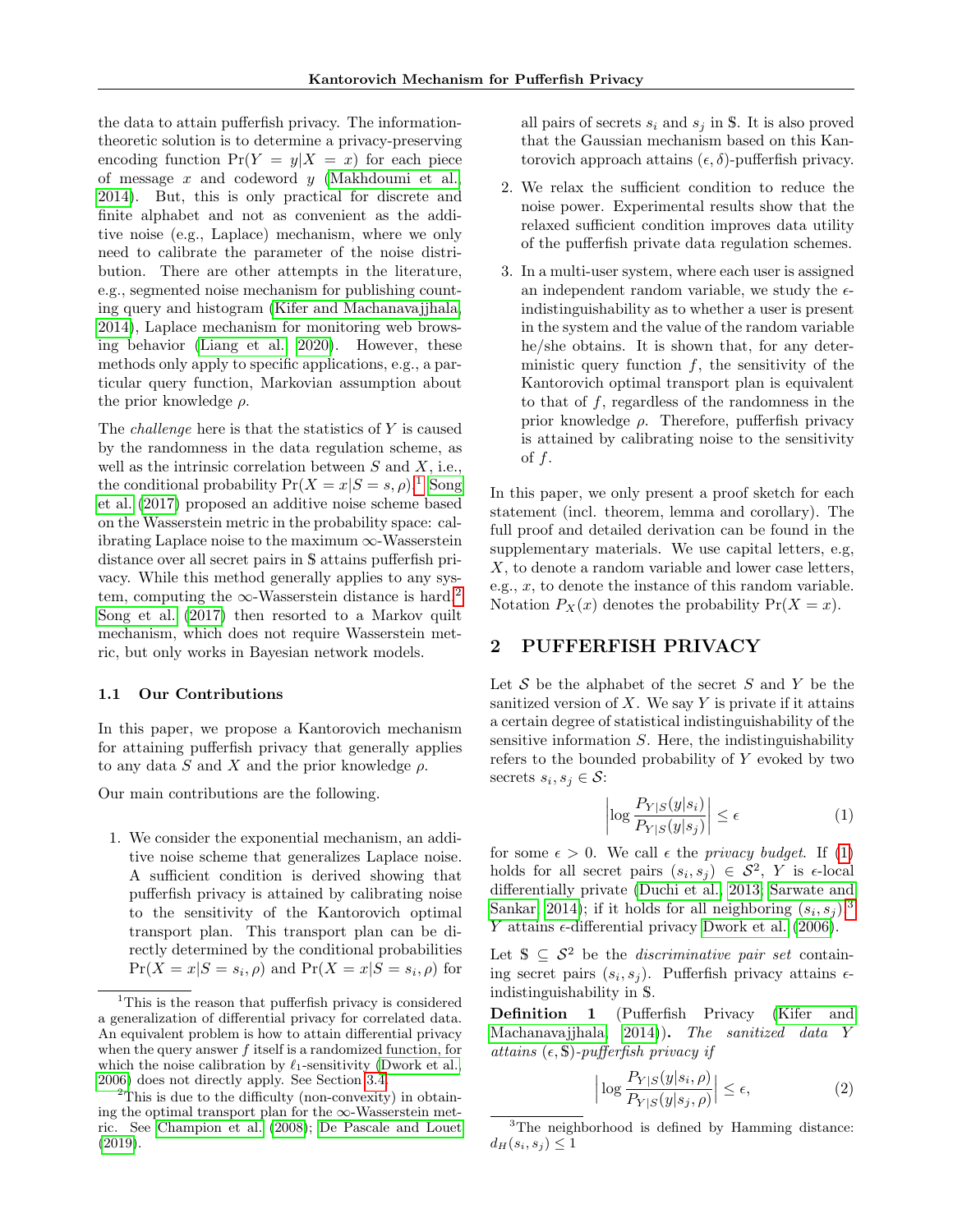the data to attain pufferfish privacy. The information-theoretic solution is to determine a privacy-preserving encoding function $\Pr(Y = y|X = x)$ for each piece of message $x$ and codeword $y$ (Makhdoumi et al., 2014). But, this is only practical for discrete and finite alphabet and not as convenient as the additive noise (e.g., Laplace) mechanism, where we only need to calibrate the parameter of the noise distribution. There are other attempts in the literature, e.g., segmented noise mechanism for publishing counting query and histogram (Kifer and Machanavajjhala, 2014), Laplace mechanism for monitoring web browsing behavior (Liang et al., 2020). However, these methods only apply to specific applications, e.g., a particular query function, Markovian assumption about the prior knowledge $\rho$.

The *challenge* here is that the statistics of $Y$ is caused by the randomness in the data regulation scheme, as well as the intrinsic correlation between $S$ and $X$, i.e., the conditional probability $\Pr(X = x|S = s, \rho)$.[1] Song et al. (2017) proposed an additive noise scheme based on the Wasserstein metric in the probability space: calibrating Laplace noise to the maximum $\infty$-Wasserstein distance over all secret pairs in $\$$ attains pufferfish privacy. While this method generally applies to any system, computing the $\infty$-Wasserstein distance is hard.[2] Song et al. (2017) then resorted to a Markov quilt mechanism, which does not require Wasserstein metric, but only works in Bayesian network models.

### 1.1 Our Contributions

In this paper, we propose a Kantorovich mechanism for attaining pufferfish privacy that generally applies to any data $S$ and $X$ and the prior knowledge $\rho$.

Our main contributions are the following.

1. We consider the exponential mechanism, an additive noise scheme that generalizes Laplace noise. A sufficient condition is derived showing that pufferfish privacy is attained by calibrating noise to the sensitivity of the Kantorovich optimal transport plan. This transport plan can be directly determined by the conditional probabilities $\Pr(X = x|S = s_i, \rho)$ and $\Pr(X = x|S = s_i, \rho)$ for all pairs of secrets $s_i$ and $s_j$ in $\$$. It is also proved that the Gaussian mechanism based on this Kantorovich approach attains $(\epsilon, \delta)$-pufferfish privacy.
2. We relax the sufficient condition to reduce the noise power. Experimental results show that the relaxed sufficient condition improves data utility of the pufferfish private data regulation schemes.
3. In a multi-user system, where each user is assigned an independent random variable, we study the $\epsilon$-indistinguishability as to whether a user is present in the system and the value of the random variable he/she obtains. It is shown that, for any deterministic query function $f$, the sensitivity of the Kantorovich optimal transport plan is equivalent to that of $f$, regardless of the randomness in the prior knowledge $\rho$. Therefore, pufferfish privacy is attained by calibrating noise to the sensitivity of $f$.

In this paper, we only present a proof sketch for each statement (incl. theorem, lemma and corollary). The full proof and detailed derivation can be found in the supplementary materials. We use capital letters, e.g, $X$, to denote a random variable and lower case letters, e.g., $x$, to denote the instance of this random variable. Notation $P_X(x)$ denotes the probability $\Pr(X = x)$.

## 2 PUFFERFISH PRIVACY

Let $\mathcal{S}$ be the alphabet of the secret $S$ and $Y$ be the sanitized version of $X$. We say $Y$ is private if it attains a certain degree of statistical indistinguishability of the sensitive information $S$. Here, the indistinguishability refers to the bounded probability of $Y$ evoked by two secrets $s_i, s_j \in \mathcal{S}$:

$$\left|\log \frac{P_{Y|S}(y|s_i)}{P_{Y|S}(y|s_j)}\right| \leq \epsilon \tag{1}$$

for some $\epsilon > 0$. We call $\epsilon$ the *privacy budget*. If (1) holds for all secret pairs $(s_i, s_j) \in \mathcal{S}^2$, $Y$ is $\epsilon$-local differentially private (Duchi et al., 2013; Sarwate and Sankar, 2014); if it holds for all neighboring $(s_i, s_j)$,[3] $Y$ attains $\epsilon$-differential privacy Dwork et al. (2006).

Let $\$ \subseteq \mathcal{S}^2$ be the *discriminative pair set* containing secret pairs $(s_i, s_j)$. Pufferfish privacy attains $\epsilon$-indistinguishability in $\$$.

**Definition 1** (Pufferfish Privacy (Kifer and Machanavajjhala, 2014))**.** *The sanitized data $Y$ attains $(\epsilon, \$)$-pufferfish privacy if*

$$\left|\log \frac{P_{Y|S}(y|s_i, \rho)}{P_{Y|S}(y|s_j, \rho)}\right| \leq \epsilon, \tag{2}$$

[1] This is the reason that pufferfish privacy is considered a generalization of differential privacy for correlated data. An equivalent problem is how to attain differential privacy when the query answer $f$ itself is a randomized function, for which the noise calibration by $\ell_1$-sensitivity (Dwork et al., 2006) does not directly apply. See Section 3.4.

[2] This is due to the difficulty (non-convexity) in obtaining the optimal transport plan for the $\infty$-Wasserstein metric. See Champion et al. (2008); De Pascale and Louet (2019).

[3] The neighborhood is defined by Hamming distance: $d_H(s_i, s_j) \leq 1$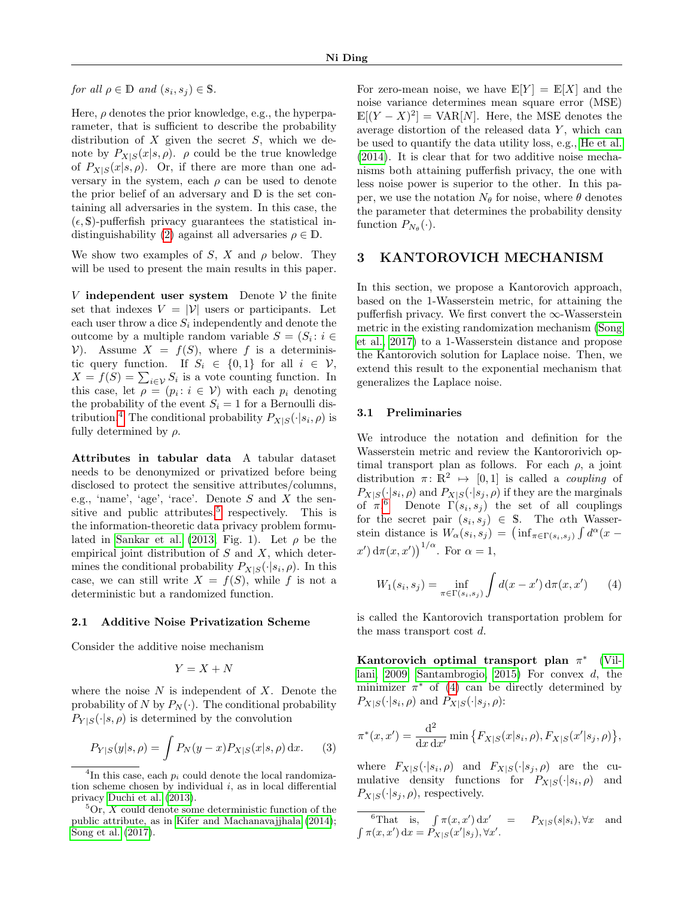*for all* $\rho \in \mathbb{D}$ *and* $(s_i, s_j) \in \mathbb{S}$.

Here, $\rho$ denotes the prior knowledge, e.g., the hyperparameter, that is sufficient to describe the probability distribution of $X$ given the secret $S$, which we denote by $P_{X|S}(x|s,\rho)$. $\rho$ could be the true knowledge of $P_{X|S}(x|s,\rho)$. Or, if there are more than one adversary in the system, each $\rho$ can be used to denote the prior belief of an adversary and $\mathbb{D}$ is the set containing all adversaries in the system. In this case, the $(\epsilon, \mathbb{S})$-pufferfish privacy guarantees the statistical indistinguishability (2) against all adversaries $\rho \in \mathbb{D}$.

We show two examples of $S$, $X$ and $\rho$ below. They will be used to present the main results in this paper.

**$V$ independent user system** Denote $\mathcal{V}$ the finite set that indexes $V = |\mathcal{V}|$ users or participants. Let each user throw a dice $S_i$ independently and denote the outcome by a multiple random variable $S = (S_i : i \in \mathcal{V})$. Assume $X = f(S)$, where $f$ is a deterministic query function. If $S_i \in \{0,1\}$ for all $i \in \mathcal{V}$, $X = f(S) = \sum_{i \in \mathcal{V}} S_i$ is a vote counting function. In this case, let $\rho = (p_i : i \in \mathcal{V})$ with each $p_i$ denoting the probability of the event $S_i = 1$ for a Bernoulli distribution.[4] The conditional probability $P_{X|S}(\cdot|s_i,\rho)$ is fully determined by $\rho$.

**Attributes in tabular data** A tabular dataset needs to be denonymized or privatized before being disclosed to protect the sensitive attributes/columns, e.g., 'name', 'age', 'race'. Denote $S$ and $X$ the sensitive and public attributes,[5] respectively. This is the information-theoretic data privacy problem formulated in Sankar et al. (2013, Fig. 1). Let $\rho$ be the empirical joint distribution of $S$ and $X$, which determines the conditional probability $P_{X|S}(\cdot|s_i,\rho)$. In this case, we can still write $X = f(S)$, while $f$ is not a deterministic but a randomized function.

### 2.1 Additive Noise Privatization Scheme

Consider the additive noise mechanism

$$Y = X + N$$

where the noise $N$ is independent of $X$. Denote the probability of $N$ by $P_N(\cdot)$. The conditional probability $P_{Y|S}(\cdot|s,\rho)$ is determined by the convolution

$$P_{Y|S}(y|s,\rho) = \int P_N(y-x) P_{X|S}(x|s,\rho)\, \mathrm{d}x. \qquad (3)$$

For zero-mean noise, we have $\mathbb{E}[Y] = \mathbb{E}[X]$ and the noise variance determines mean square error (MSE) $\mathbb{E}[(Y-X)^2] = \mathrm{VAR}[N]$. Here, the MSE denotes the average distortion of the released data $Y$, which can be used to quantify the data utility loss, e.g., He et al. (2014). It is clear that for two additive noise mechanisms both attaining pufferfish privacy, the one with less noise power is superior to the other. In this paper, we use the notation $N_\theta$ for noise, where $\theta$ denotes the parameter that determines the probability density function $P_{N_\theta}(\cdot)$.

## 3 KANTOROVICH MECHANISM

In this section, we propose a Kantorovich approach, based on the 1-Wasserstein metric, for attaining the pufferfish privacy. We first convert the $\infty$-Wasserstein metric in the existing randomization mechanism (Song et al., 2017) to a 1-Wasserstein distance and propose the Kantorovich solution for Laplace noise. Then, we extend this result to the exponential mechanism that generalizes the Laplace noise.

### 3.1 Preliminaries

We introduce the notation and definition for the Wasserstein metric and review the Kantorovich optimal transport plan as follows. For each $\rho$, a joint distribution $\pi \colon \mathbb{R}^2 \mapsto [0,1]$ is called a *coupling* of $P_{X|S}(\cdot|s_i,\rho)$ and $P_{X|S}(\cdot|s_j,\rho)$ if they are the marginals of $\pi$.[6] Denote $\Gamma(s_i,s_j)$ the set of all couplings for the secret pair $(s_i,s_j) \in \mathbb{S}$. The $\alpha$th Wasserstein distance is $W_\alpha(s_i,s_j) = \big(\inf_{\pi \in \Gamma(s_i,s_j)} \int d^\alpha(x-x')\, \mathrm{d}\pi(x,x')\big)^{1/\alpha}$. For $\alpha = 1$,

$$W_1(s_i,s_j) = \inf_{\pi \in \Gamma(s_i,s_j)} \int d(x-x')\, \mathrm{d}\pi(x,x') \qquad (4)$$

is called the Kantorovich transportation problem for the mass transport cost $d$.

**Kantorovich optimal transport plan $\pi^*$** (Villani, 2009; Santambrogio, 2015) For convex $d$, the minimizer $\pi^*$ of (4) can be directly determined by $P_{X|S}(\cdot|s_i,\rho)$ and $P_{X|S}(\cdot|s_j,\rho)$:

$$\pi^*(x,x') = \frac{\mathrm{d}^2}{\mathrm{d}x\, \mathrm{d}x'} \min\big\{F_{X|S}(x|s_i,\rho), F_{X|S}(x'|s_j,\rho)\big\},$$

where $F_{X|S}(\cdot|s_i,\rho)$ and $F_{X|S}(\cdot|s_j,\rho)$ are the cumulative density functions for $P_{X|S}(\cdot|s_i,\rho)$ and $P_{X|S}(\cdot|s_j,\rho)$, respectively.

---

[4] In this case, each $p_i$ could denote the local randomization scheme chosen by individual $i$, as in local differential privacy Duchi et al. (2013).

[5] Or, $X$ could denote some deterministic function of the public attribute, as in Kifer and Machanavajjhala (2014); Song et al. (2017).

[6] That is, $\int \pi(x,x')\, \mathrm{d}x' = P_{X|S}(s|s_i), \forall x$ and $\int \pi(x,x')\, \mathrm{d}x = P_{X|S}(x'|s_j), \forall x'$.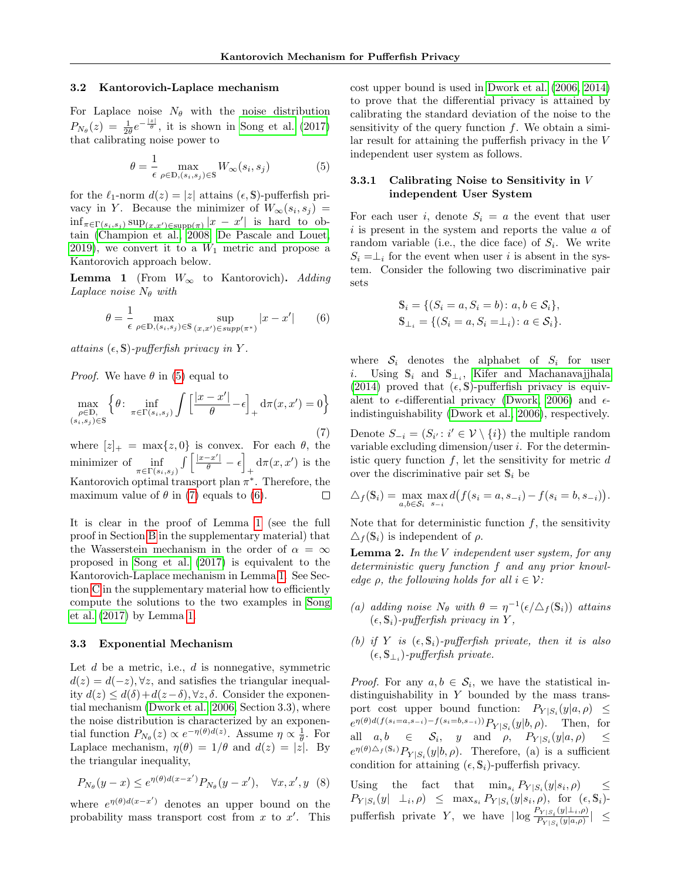### 3.2 Kantorovich-Laplace mechanism

For Laplace noise $N_\theta$ with the noise distribution $P_{N_\theta}(z) = \frac{1}{2\theta} e^{-\frac{|z|}{\theta}}$, it is shown in Song et al. (2017) that calibrating noise power to

$$\theta = \frac{1}{\epsilon} \max_{\rho \in \mathbb{D}, (s_i, s_j) \in \mathbb{S}} W_\infty(s_i, s_j) \tag{5}$$

for the $\ell_1$-norm $d(z) = |z|$ attains $(\epsilon, \mathbb{S})$-pufferfish privacy in $Y$. Because the minimizer of $W_\infty(s_i, s_j) = \inf_{\pi \in \Gamma(s_i, s_j)} \sup_{(x,x') \in \text{supp}(\pi)} |x - x'|$ is hard to obtain (Champion et al., 2008; De Pascale and Louet, 2019), we convert it to a $W_1$ metric and propose a Kantorovich approach below.

**Lemma 1** (From $W_\infty$ to Kantorovich)**.** *Adding Laplace noise $N_\theta$ with*

$$\theta = \frac{1}{\epsilon} \max_{\rho \in \mathbb{D}, (s_i, s_j) \in \mathbb{S}} \sup_{(x,x') \in supp(\pi^*)} |x - x'| \tag{6}$$

*attains $(\epsilon, \mathbb{S})$-pufferfish privacy in $Y$.*

*Proof.* We have $\theta$ in (5) equal to

$$\max_{\substack{\rho \in \mathbb{D}, \\ (s_i, s_j) \in \mathbb{S}}} \left\{ \theta \colon \inf_{\pi \in \Gamma(s_i, s_j)} \int \left[ \frac{|x - x'|}{\theta} - \epsilon \right]_+ \mathrm{d}\pi(x, x') = 0 \right\} \tag{7}$$

where $[z]_+ = \max\{z, 0\}$ is convex. For each $\theta$, the minimizer of $\inf_{\pi \in \Gamma(s_i, s_j)} \int \left[ \frac{|x-x'|}{\theta} - \epsilon \right]_+ \mathrm{d}\pi(x, x')$ is the Kantorovich optimal transport plan $\pi^*$. Therefore, the maximum value of $\theta$ in (7) equals to (6). $\square$

It is clear in the proof of Lemma 1 (see the full proof in Section B in the supplementary material) that the Wasserstein mechanism in the order of $\alpha = \infty$ proposed in Song et al. (2017) is equivalent to the Kantorovich-Laplace mechanism in Lemma 1. See Section C in the supplementary material how to efficiently compute the solutions to the two examples in Song et al. (2017) by Lemma 1.

### 3.3 Exponential Mechanism

Let $d$ be a metric, i.e., $d$ is nonnegative, symmetric $d(z) = d(-z), \forall z$, and satisfies the triangular inequality $d(z) \leq d(\delta) + d(z - \delta), \forall z, \delta$. Consider the exponential mechanism (Dwork et al., 2006, Section 3.3), where the noise distribution is characterized by an exponential function $P_{N_\theta}(z) \propto e^{-\eta(\theta) d(z)}$. Assume $\eta \propto \frac{1}{\theta}$. For Laplace mechanism, $\eta(\theta) = 1/\theta$ and $d(z) = |z|$. By the triangular inequality,

$$P_{N_\theta}(y - x) \leq e^{\eta(\theta) d(x - x')} P_{N_\theta}(y - x'), \quad \forall x, x', y \tag{8}$$

where $e^{\eta(\theta) d(x-x')}$ denotes an upper bound on the probability mass transport cost from $x$ to $x'$. This cost upper bound is used in Dwork et al. (2006, 2014) to prove that the differential privacy is attained by calibrating the standard deviation of the noise to the sensitivity of the query function $f$. We obtain a similar result for attaining the pufferfish privacy in the $V$ independent user system as follows.

#### 3.3.1 Calibrating Noise to Sensitivity in $V$ independent User System

For each user $i$, denote $S_i = a$ the event that user $i$ is present in the system and reports the value $a$ of random variable (i.e., the dice face) of $S_i$. We write $S_i = \perp_i$ for the event when user $i$ is absent in the system. Consider the following two discriminative pair sets

$$\mathbb{S}_i = \{(S_i = a, S_i = b) \colon a, b \in \mathcal{S}_i\},$$
$$\mathbb{S}_{\perp_i} = \{(S_i = a, S_i = \perp_i) \colon a \in \mathcal{S}_i\}.$$

where $\mathcal{S}_i$ denotes the alphabet of $S_i$ for user $i$. Using $\mathbb{S}_i$ and $\mathbb{S}_{\perp_i}$, Kifer and Machanavajjhala (2014) proved that $(\epsilon, \mathbb{S})$-pufferfish privacy is equivalent to $\epsilon$-differential privacy (Dwork, 2006) and $\epsilon$-indistinguishability (Dwork et al., 2006), respectively.

Denote $S_{-i} = (S_{i'} \colon i' \in \mathcal{V} \setminus \{i\})$ the multiple random variable excluding dimension/user $i$. For the deterministic query function $f$, let the sensitivity for metric $d$ over the discriminative pair set $\mathbb{S}_i$ be

$$\triangle_f(\mathbb{S}_i) = \max_{a, b \in \mathcal{S}_i} \max_{s_{-i}} d\big(f(s_i = a, s_{-i}) - f(s_i = b, s_{-i})\big).$$

Note that for deterministic function $f$, the sensitivity $\triangle_f(\mathbb{S}_i)$ is independent of $\rho$.

**Lemma 2.** *In the $V$ independent user system, for any deterministic query function $f$ and any prior knowledge $\rho$, the following holds for all $i \in \mathcal{V}$:*

*(a) adding noise $N_\theta$ with $\theta = \eta^{-1}(\epsilon / \triangle_f(\mathbb{S}_i))$ attains $(\epsilon, \mathbb{S}_i)$-pufferfish privacy in $Y$,*

*(b) if $Y$ is $(\epsilon, \mathbb{S}_i)$-pufferfish private, then it is also $(\epsilon, \mathbb{S}_{\perp_i})$-pufferfish private.*

*Proof.* For any $a, b \in \mathcal{S}_i$, we have the statistical indistinguishability in $Y$ bounded by the mass transport cost upper bound function: $P_{Y|S_i}(y|a, \rho) \leq e^{\eta(\theta) d(f(s_i = a, s_{-i}) - f(s_i = b, s_{-i}))} P_{Y|S_i}(y|b, \rho)$. Then, for all $a, b \in \mathcal{S}_i$, $y$ and $\rho$, $P_{Y|S_i}(y|a, \rho) \leq e^{\eta(\theta) \triangle_f(\mathbb{S}_i)} P_{Y|S_i}(y|b, \rho)$. Therefore, (a) is a sufficient condition for attaining $(\epsilon, \mathbb{S}_i)$-pufferfish privacy.

Using the fact that $\min_{s_i} P_{Y|S_i}(y|s_i, \rho) \leq P_{Y|S_i}(y| \perp_i, \rho) \leq \max_{s_i} P_{Y|S_i}(y|s_i, \rho)$, for $(\epsilon, \mathbb{S}_i)$-pufferfish private $Y$, we have $|\log \frac{P_{Y|S_i}(y|\perp_i, \rho)}{P_{Y|S_i}(y|a, \rho)}| \leq$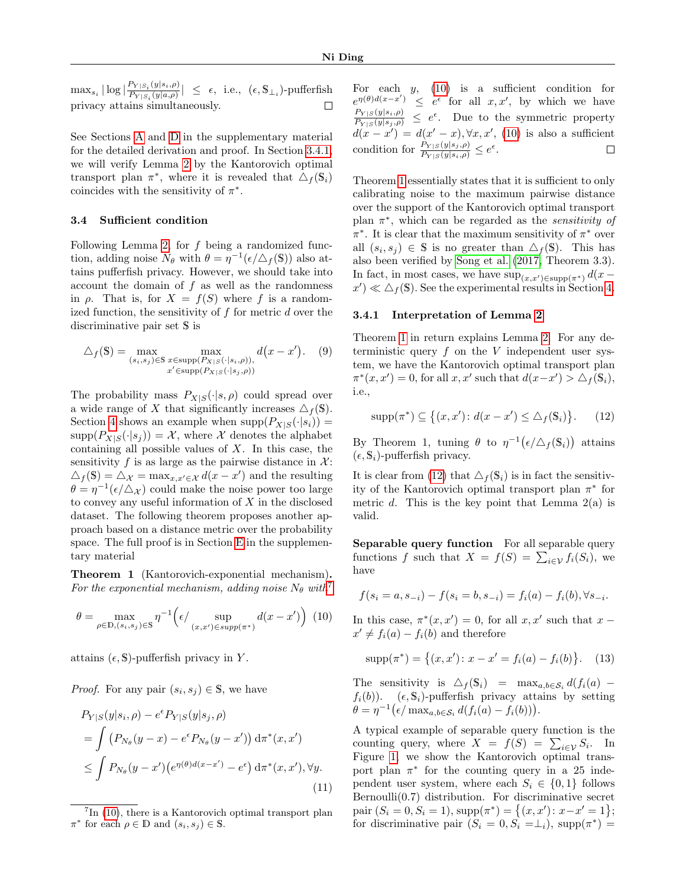$\max_{s_i} |\log |\frac{P_{Y|S_i}(y|s_i,\rho)}{P_{Y|S_i}(y|a,\rho)}| \leq \epsilon$, i.e., $(\epsilon, \mathbb{S}_{\perp_i})$-pufferfish privacy attains simultaneously. □

See Sections A and D in the supplementary material for the detailed derivation and proof. In Section 3.4.1, we will verify Lemma 2 by the Kantorovich optimal transport plan $\pi^*$, where it is revealed that $\triangle_f(\mathbb{S}_i)$ coincides with the sensitivity of $\pi^*$.

### 3.4 Sufficient condition

Following Lemma 2, for $f$ being a randomized function, adding noise $N_\theta$ with $\theta = \eta^{-1}(\epsilon/\triangle_f(\mathbb{S}))$ also attains pufferfish privacy. However, we should take into account the domain of $f$ as well as the randomness in $\rho$. That is, for $X = f(S)$ where $f$ is a randomized function, the sensitivity of $f$ for metric $d$ over the discriminative pair set $\mathbb{S}$ is

$$\triangle_f(\mathbb{S}) = \max_{(s_i,s_j)\in\mathbb{S}} \max_{\substack{x\in\text{supp}(P_{X|S}(\cdot|s_i,\rho)),\\ x'\in\text{supp}(P_{X|S}(\cdot|s_j,\rho))}} d(x-x'). \quad (9)$$

The probability mass $P_{X|S}(\cdot|s,\rho)$ could spread over a wide range of $X$ that significantly increases $\triangle_f(\mathbb{S})$. Section 4 shows an example when $\text{supp}(P_{X|S}(\cdot|s_i)) = \text{supp}(P_{X|S}(\cdot|s_j)) = \mathcal{X}$, where $\mathcal{X}$ denotes the alphabet containing all possible values of $X$. In this case, the sensitivity $f$ is as large as the pairwise distance in $\mathcal{X}$: $\triangle_f(\mathbb{S}) = \triangle_{\mathcal{X}} = \max_{x,x'\in\mathcal{X}} d(x-x')$ and the resulting $\theta = \eta^{-1}(\epsilon/\triangle_{\mathcal{X}})$ could make the noise power too large to convey any useful information of $X$ in the disclosed dataset. The following theorem proposes another approach based on a distance metric over the probability space. The full proof is in Section E in the supplementary material

**Theorem 1** (Kantorovich-exponential mechanism). *For the exponential mechanism, adding noise $N_\theta$ with*[7]

$$\theta = \max_{\rho\in\mathbb{D},(s_i,s_j)\in\mathbb{S}} \eta^{-1}\Big(\epsilon/\sup_{(x,x')\in supp(\pi^*)} d(x-x')\Big) \quad (10)$$

*attains $(\epsilon,\mathbb{S})$-pufferfish privacy in $Y$.*

*Proof.* For any pair $(s_i,s_j)\in\mathbb{S}$, we have

$$\begin{aligned}
&P_{Y|S}(y|s_i,\rho) - e^\epsilon P_{Y|S}(y|s_j,\rho) \\
&= \int \big(P_{N_\theta}(y-x) - e^\epsilon P_{N_\theta}(y-x')\big)\,\mathrm{d}\pi^*(x,x') \\
&\leq \int P_{N_\theta}(y-x')\big(e^{\eta(\theta)d(x-x')} - e^\epsilon\big)\,\mathrm{d}\pi^*(x,x'), \forall y.
\end{aligned} \quad (11)$$

For each $y$, (10) is a sufficient condition for $e^{\eta(\theta)d(x-x')} \leq e^\epsilon$ for all $x,x'$, by which we have $\frac{P_{Y|S}(y|s_i,\rho)}{P_{Y|S}(y|s_j,\rho)} \leq e^\epsilon$. Due to the symmetric property $d(x-x') = d(x'-x), \forall x,x'$, (10) is also a sufficient condition for $\frac{P_{Y|S}(y|s_j,\rho)}{P_{Y|S}(y|s_i,\rho)} \leq e^\epsilon$. □

Theorem 1 essentially states that it is sufficient to only calibrating noise to the maximum pairwise distance over the support of the Kantorovich optimal transport plan $\pi^*$, which can be regarded as the *sensitivity of* $\pi^*$. It is clear that the maximum sensitivity of $\pi^*$ over all $(s_i,s_j)\in\mathbb{S}$ is no greater than $\triangle_f(\mathbb{S})$. This has also been verified by Song et al. (2017, Theorem 3.3). In fact, in most cases, we have $\sup_{(x,x')\in\text{supp}(\pi^*)} d(x-x') \ll \triangle_f(\mathbb{S})$. See the experimental results in Section 4.

#### 3.4.1 Interpretation of Lemma 2

Theorem 1 in return explains Lemma 2. For any deterministic query $f$ on the $V$ independent user system, we have the Kantorovich optimal transport plan $\pi^*(x,x') = 0$, for all $x,x'$ such that $d(x-x') > \triangle_f(\mathbb{S}_i)$, i.e.,

$$\text{supp}(\pi^*) \subseteq \big\{(x,x')\colon d(x-x') \leq \triangle_f(\mathbb{S}_i)\big\}. \quad (12)$$

By Theorem 1, tuning $\theta$ to $\eta^{-1}\big(\epsilon/\triangle_f(\mathbb{S}_i)\big)$ attains $(\epsilon,\mathbb{S}_i)$-pufferfish privacy.

It is clear from (12) that $\triangle_f(\mathbb{S}_i)$ is in fact the sensitivity of the Kantorovich optimal transport plan $\pi^*$ for metric $d$. This is the key point that Lemma 2(a) is valid.

**Separable query function** For all separable query functions $f$ such that $X = f(S) = \sum_{i\in\mathcal{V}} f_i(S_i)$, we have

$$f(s_i = a, s_{-i}) - f(s_i = b, s_{-i}) = f_i(a) - f_i(b), \forall s_{-i}.$$

In this case, $\pi^*(x,x') = 0$, for all $x,x'$ such that $x - x' \neq f_i(a) - f_i(b)$ and therefore

$$\text{supp}(\pi^*) = \big\{(x,x')\colon x - x' = f_i(a) - f_i(b)\big\}. \quad (13)$$

The sensitivity is $\triangle_f(\mathbb{S}_i) = \max_{a,b\in\mathcal{S}_i} d(f_i(a) - f_i(b))$. $(\epsilon,\mathbb{S}_i)$-pufferfish privacy attains by setting $\theta = \eta^{-1}\big(\epsilon/\max_{a,b\in\mathcal{S}_i} d(f_i(a) - f_i(b))\big)$.

A typical example of separable query function is the counting query, where $X = f(S) = \sum_{i\in\mathcal{V}} S_i$. In Figure 1, we show the Kantorovich optimal transport plan $\pi^*$ for the counting query in a 25 independent user system, where each $S_i \in \{0,1\}$ follows Bernoulli(0.7) distribution. For discriminative secret pair $(S_i = 0, S_i = 1)$, $\text{supp}(\pi^*) = \big\{(x,x')\colon x - x' = 1\big\}$; for discriminative pair $(S_i = 0, S_i = \perp_i)$, $\text{supp}(\pi^*) =$

[7] In (10), there is a Kantorovich optimal transport plan $\pi^*$ for each $\rho\in\mathbb{D}$ and $(s_i,s_j)\in\mathbb{S}$.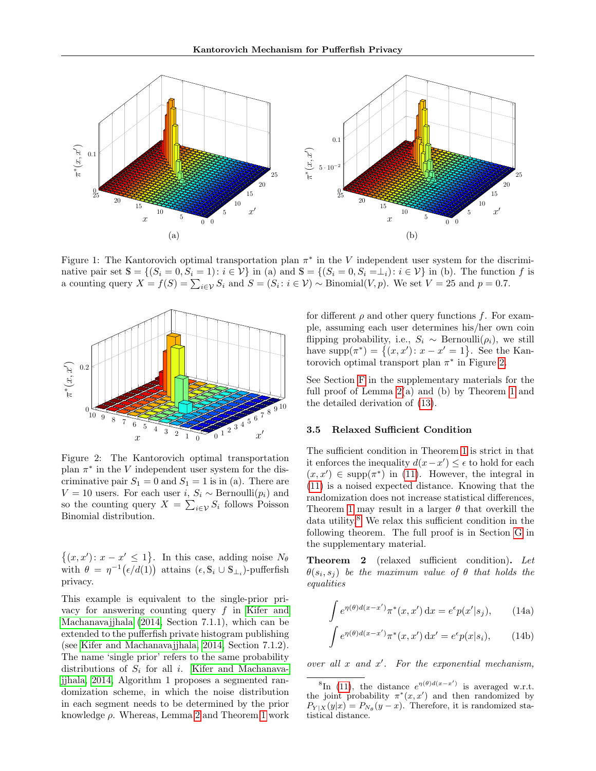Figure 1: The Kantorovich optimal transportation plan $\pi^*$ in the $V$ independent user system for the discriminative pair set $\mathbb{S} = \{(S_i = 0, S_i = 1) : i \in \mathcal{V}\}$ in (a) and $\mathbb{S} = \{(S_i = 0, S_i = \perp_i) : i \in \mathcal{V}\}$ in (b). The function $f$ is a counting query $X = f(S) = \sum_{i \in \mathcal{V}} S_i$ and $S = (S_i : i \in \mathcal{V}) \sim \text{Binomial}(V, p)$. We set $V = 25$ and $p = 0.7$.

Figure 2: The Kantorovich optimal transportation plan $\pi^*$ in the $V$ independent user system for the discriminative pair $S_1 = 0$ and $S_1 = 1$ is in (a). There are $V = 10$ users. For each user $i$, $S_i \sim \text{Bernoulli}(p_i)$ and so the counting query $X = \sum_{i \in \mathcal{V}} S_i$ follows Poisson Binomial distribution.

$\{(x, x') : x - x' \leq 1\}$. In this case, adding noise $N_\theta$ with $\theta = \eta^{-1}(\epsilon / d(1))$ attains $(\epsilon, \mathbb{S}_i \cup \mathbb{S}_{\perp_i})$-pufferfish privacy.

This example is equivalent to the single-prior privacy for answering counting query $f$ in Kifer and Machanavajjhala (2014, Section 7.1.1), which can be extended to the pufferfish private histogram publishing (see Kifer and Machanavajjhala, 2014, Section 7.1.2). The name 'single prior' refers to the same probability distributions of $S_i$ for all $i$. Kifer and Machanavajjhala, 2014, Algorithm 1 proposes a segmented randomization scheme, in which the noise distribution in each segment needs to be determined by the prior knowledge $\rho$. Whereas, Lemma 2 and Theorem 1 work for different $\rho$ and other query functions $f$. For example, assuming each user determines his/her own coin flipping probability, i.e., $S_i \sim \text{Bernoulli}(\rho_i)$, we still have $\text{supp}(\pi^*) = \{(x, x') : x - x' = 1\}$. See the Kantorovich optimal transport plan $\pi^*$ in Figure 2.

See Section F in the supplementary materials for the full proof of Lemma 2(a) and (b) by Theorem 1 and the detailed derivation of (13).

### 3.5 Relaxed Sufficient Condition

The sufficient condition in Theorem 1 is strict in that it enforces the inequality $d(x - x') \leq \epsilon$ to hold for each $(x, x') \in \text{supp}(\pi^*)$ in (11). However, the integral in (11) is a noised expected distance. Knowing that the randomization does not increase statistical differences, Theorem 1 may result in a larger $\theta$ that overkill the data utility.[8] We relax this sufficient condition in the following theorem. The full proof is in Section G in the supplementary material.

**Theorem 2** (relaxed sufficient condition)**.** *Let $\theta(s_i, s_j)$ be the maximum value of $\theta$ that holds the equalities*

$$\int e^{\eta(\theta) d(x - x')} \pi^*(x, x') \, \mathrm{d}x = e^\epsilon p(x' | s_j), \tag{14a}$$

$$\int e^{\eta(\theta) d(x - x')} \pi^*(x, x') \, \mathrm{d}x' = e^\epsilon p(x | s_i), \tag{14b}$$

*over all $x$ and $x'$. For the exponential mechanism,*

[8] In (11), the distance $e^{\eta(\theta) d(x - x')}$ is averaged w.r.t. the joint probability $\pi^*(x, x')$ and then randomized by $P_{Y|X}(y|x) = P_{N_\theta}(y - x)$. Therefore, it is randomized statistical distance.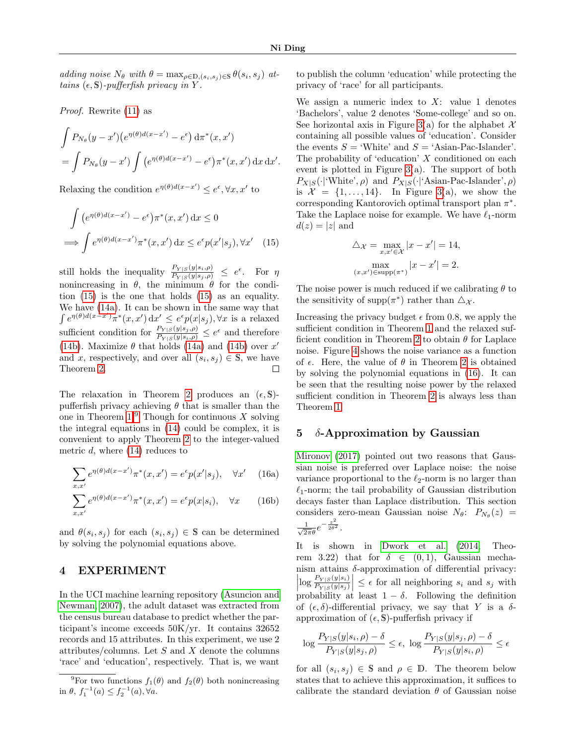*adding noise $N_\theta$ with $\theta = \max_{\rho \in \mathbb{D}, (s_i, s_j) \in \mathbb{S}} \theta(s_i, s_j)$ attains $(\epsilon, \mathbb{S})$-pufferfish privacy in $Y$.*

*Proof.* Rewrite (11) as

$$\begin{aligned}
&\int P_{N_\theta}(y - x')\big(e^{\eta(\theta) d(x-x')} - e^{\epsilon}\big) \, \mathrm{d}\pi^*(x, x') \\
&= \int P_{N_\theta}(y - x') \int \big(e^{\eta(\theta) d(x-x')} - e^{\epsilon}\big) \pi^*(x, x') \, \mathrm{d}x \, \mathrm{d}x'.
\end{aligned}$$

Relaxing the condition $e^{\eta(\theta) d(x-x')} \leq e^{\epsilon}, \forall x, x'$ to

$$\begin{aligned}
&\int \big(e^{\eta(\theta) d(x-x')} - e^{\epsilon}\big) \pi^*(x, x') \, \mathrm{d}x \leq 0 \\
\implies &\int e^{\eta(\theta) d(x-x')} \pi^*(x, x') \, \mathrm{d}x \leq e^{\epsilon} p(x'|s_j), \forall x' \quad (15)
\end{aligned}$$

still holds the inequality $\frac{P_{Y|S}(y|s_i,\rho)}{P_{Y|S}(y|s_j,\rho)} \leq e^{\epsilon}$. For $\eta$ nonincreasing in $\theta$, the minimum $\theta$ for the condition (15) is the one that holds (15) as an equality. We have (14a). It can be shown in the same way that $\int e^{\eta(\theta) d(x-x')} \pi^*(x, x') \, \mathrm{d}x' \leq e^{\epsilon} p(x|s_j), \forall x$ is a relaxed sufficient condition for $\frac{P_{Y|S}(y|s_j,\rho)}{P_{Y|S}(y|s_i,\rho)} \leq e^{\epsilon}$ and therefore (14b). Maximize $\theta$ that holds (14a) and (14b) over $x'$ and $x$, respectively, and over all $(s_i, s_j) \in \mathbb{S}$, we have Theorem 2. □

The relaxation in Theorem 2 produces an $(\epsilon, \mathbb{S})$-pufferfish privacy achieving $\theta$ that is smaller than the one in Theorem 1.[9] Though for continuous $X$ solving the integral equations in (14) could be complex, it is convenient to apply Theorem 2 to the integer-valued metric $d$, where (14) reduces to

$$\sum_{x,x'} e^{\eta(\theta) d(x-x')} \pi^*(x, x') = e^{\epsilon} p(x'|s_j), \quad \forall x' \quad (16a)$$

$$\sum_{x,x'} e^{\eta(\theta) d(x-x')} \pi^*(x, x') = e^{\epsilon} p(x|s_i), \quad \forall x \quad (16b)$$

and $\theta(s_i, s_j)$ for each $(s_i, s_j) \in \mathbb{S}$ can be determined by solving the polynomial equations above.

# 4 EXPERIMENT

In the UCI machine learning repository (Asuncion and Newman, 2007), the adult dataset was extracted from the census bureau database to predict whether the participant's income exceeds 50K/yr. It contains 32652 records and 15 attributes. In this experiment, we use 2 attributes/columns. Let $S$ and $X$ denote the columns 'race' and 'education', respectively. That is, we want to publish the column 'education' while protecting the privacy of 'race' for all participants.

We assign a numeric index to $X$: value 1 denotes 'Bachelors', value 2 denotes 'Some-college' and so on. See horizontal axis in Figure 3(a) for the alphabet $\mathcal{X}$ containing all possible values of 'education'. Consider the events $S =$ 'White' and $S =$ 'Asian-Pac-Islander'. The probability of 'education' $X$ conditioned on each event is plotted in Figure 3(a). The support of both $P_{X|S}(\cdot|\text{'White'}, \rho)$ and $P_{X|S}(\cdot|\text{'Asian-Pac-Islander'}, \rho)$ is $\mathcal{X} = \{1, \dots, 14\}$. In Figure 3(a), we show the corresponding Kantorovich optimal transport plan $\pi^*$. Take the Laplace noise for example. We have $\ell_1$-norm $d(z) = |z|$ and

$$\triangle_{\mathcal{X}} = \max_{x,x' \in \mathcal{X}} |x - x'| = 14,$$

$$\max_{(x,x') \in \text{supp}(\pi^*)} |x - x'| = 2.$$

The noise power is much reduced if we calibrating $\theta$ to the sensitivity of supp$(\pi^*)$ rather than $\triangle_{\mathcal{X}}$.

Increasing the privacy budget $\epsilon$ from 0.8, we apply the sufficient condition in Theorem 1 and the relaxed sufficient condition in Theorem 2 to obtain $\theta$ for Laplace noise. Figure 4 shows the noise variance as a function of $\epsilon$. Here, the value of $\theta$ in Theorem 2 is obtained by solving the polynomial equations in (16). It can be seen that the resulting noise power by the relaxed sufficient condition in Theorem 2 is always less than Theorem 1.

# 5 $\delta$-Approximation by Gaussian

Mironov (2017) pointed out two reasons that Gaussian noise is preferred over Laplace noise: the noise variance proportional to the $\ell_2$-norm is no larger than $\ell_1$-norm; the tail probability of Gaussian distribution decays faster than Laplace distribution. This section considers zero-mean Gaussian noise $N_\theta$: $P_{N_\theta}(z) = \frac{1}{\sqrt{2\pi}\theta} e^{-\frac{z^2}{2\theta^2}}$.

It is shown in Dwork et al. (2014, Theorem 3.22) that for $\delta \in (0, 1)$, Gaussian mechanism attains $\delta$-approximation of differential privacy: $\left|\log \frac{P_{Y|S}(y|s_i)}{P_{Y|S}(y|s_j)}\right| \leq \epsilon$ for all neighboring $s_i$ and $s_j$ with probability at least $1 - \delta$. Following the definition of $(\epsilon, \delta)$-differential privacy, we say that $Y$ is a $\delta$-approximation of $(\epsilon, \mathbb{S})$-pufferfish privacy if

$$\log \frac{P_{Y|S}(y|s_i,\rho) - \delta}{P_{Y|S}(y|s_j,\rho)} \leq \epsilon, \ \log \frac{P_{Y|S}(y|s_j,\rho) - \delta}{P_{Y|S}(y|s_i,\rho)} \leq \epsilon$$

for all $(s_i, s_j) \in \mathbb{S}$ and $\rho \in \mathbb{D}$. The theorem below states that to achieve this approximation, it suffices to calibrate the standard deviation $\theta$ of Gaussian noise

[9] For two functions $f_1(\theta)$ and $f_2(\theta)$ both nonincreasing in $\theta$, $f_1^{-1}(a) \leq f_2^{-1}(a), \forall a$.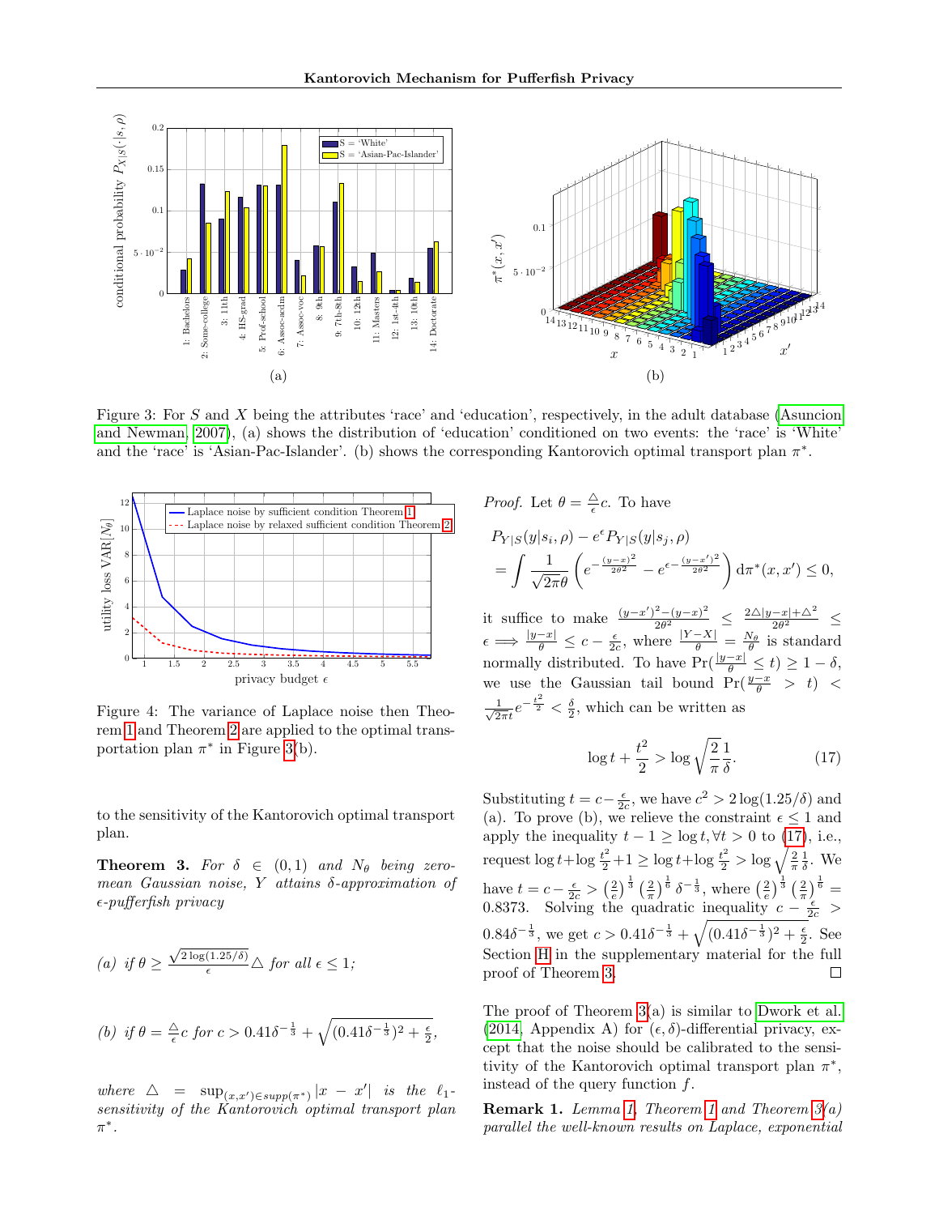Figure 3: For $S$ and $X$ being the attributes 'race' and 'education', respectively, in the adult database (Asuncion and Newman, 2007), (a) shows the distribution of 'education' conditioned on two events: the 'race' is 'White' and the 'race' is 'Asian-Pac-Islander'. (b) shows the corresponding Kantorovich optimal transport plan $\pi^*$.

Figure 4: The variance of Laplace noise then Theorem 1 and Theorem 2 are applied to the optimal transportation plan $\pi^*$ in Figure 3(b).

to the sensitivity of the Kantorovich optimal transport plan.

**Theorem 3.** *For $\delta \in (0,1)$ and $N_\theta$ being zero-mean Gaussian noise, $Y$ attains $\delta$-approximation of $\epsilon$-pufferfish privacy*

*(a) if $\theta \geq \frac{\sqrt{2\log(1.25/\delta)}}{\epsilon} \triangle$ for all $\epsilon \leq 1$;*

*(b) if $\theta = \frac{\triangle}{\epsilon} c$ for $c > 0.41\delta^{-\frac{1}{3}} + \sqrt{(0.41\delta^{-\frac{1}{3}})^2 + \frac{\epsilon}{2}}$,*

*where $\triangle = \sup_{(x,x') \in supp(\pi^*)} |x - x'|$ is the $\ell_1$-sensitivity of the Kantorovich optimal transport plan $\pi^*$.*

*Proof.* Let $\theta = \frac{\triangle}{\epsilon} c$. To have

$$
\begin{aligned}
& P_{Y|S}(y|s_i,\rho) - e^{\epsilon} P_{Y|S}(y|s_j,\rho) \\
&= \int \frac{1}{\sqrt{2\pi}\theta} \left( e^{-\frac{(y-x)^2}{2\theta^2}} - e^{\epsilon - \frac{(y-x')^2}{2\theta^2}} \right) \mathrm{d}\pi^*(x,x') \leq 0,
\end{aligned}
$$

it suffice to make $\frac{(y-x')^2-(y-x)^2}{2\theta^2} \leq \frac{2\triangle|y-x|+\triangle^2}{2\theta^2} \leq \epsilon \Longrightarrow \frac{|y-x|}{\theta} \leq c - \frac{\epsilon}{2c}$, where $\frac{|Y-X|}{\theta} = \frac{N_\theta}{\theta}$ is standard normally distributed. To have $\Pr(\frac{|y-x|}{\theta} \leq t) \geq 1-\delta$, we use the Gaussian tail bound $\Pr(\frac{y-x}{\theta} > t) < \frac{1}{\sqrt{2\pi}t} e^{-\frac{t^2}{2}} < \frac{\delta}{2}$, which can be written as

$$
\log t + \frac{t^2}{2} > \log \sqrt{\frac{2}{\pi}} \frac{1}{\delta}. \tag{17}
$$

Substituting $t = c - \frac{\epsilon}{2c}$, we have $c^2 > 2\log(1.25/\delta)$ and (a). To prove (b), we relieve the constraint $\epsilon \leq 1$ and apply the inequality $t - 1 \geq \log t, \forall t > 0$ to (17), i.e., request $\log t + \log \frac{t^2}{2} + 1 \geq \log t + \log \frac{t^2}{2} > \log \sqrt{\frac{2}{\pi}} \frac{1}{\delta}$. We have $t = c - \frac{\epsilon}{2c} > \left(\frac{2}{e}\right)^{\frac{1}{3}} \left(\frac{2}{\pi}\right)^{\frac{1}{6}} \delta^{-\frac{1}{3}}$, where $\left(\frac{2}{e}\right)^{\frac{1}{3}} \left(\frac{2}{\pi}\right)^{\frac{1}{6}} = 0.8373$. Solving the quadratic inequality $c - \frac{\epsilon}{2c} > 0.84\delta^{-\frac{1}{3}}$, we get $c > 0.41\delta^{-\frac{1}{3}} + \sqrt{(0.41\delta^{-\frac{1}{3}})^2 + \frac{\epsilon}{2}}$. See Section H in the supplementary material for the full proof of Theorem 3. ◻

The proof of Theorem 3(a) is similar to Dwork et al. (2014, Appendix A) for $(\epsilon,\delta)$-differential privacy, except that the noise should be calibrated to the sensitivity of the Kantorovich optimal transport plan $\pi^*$, instead of the query function $f$.

**Remark 1.** *Lemma 1, Theorem 1 and Theorem 3(a) parallel the well-known results on Laplace, exponential*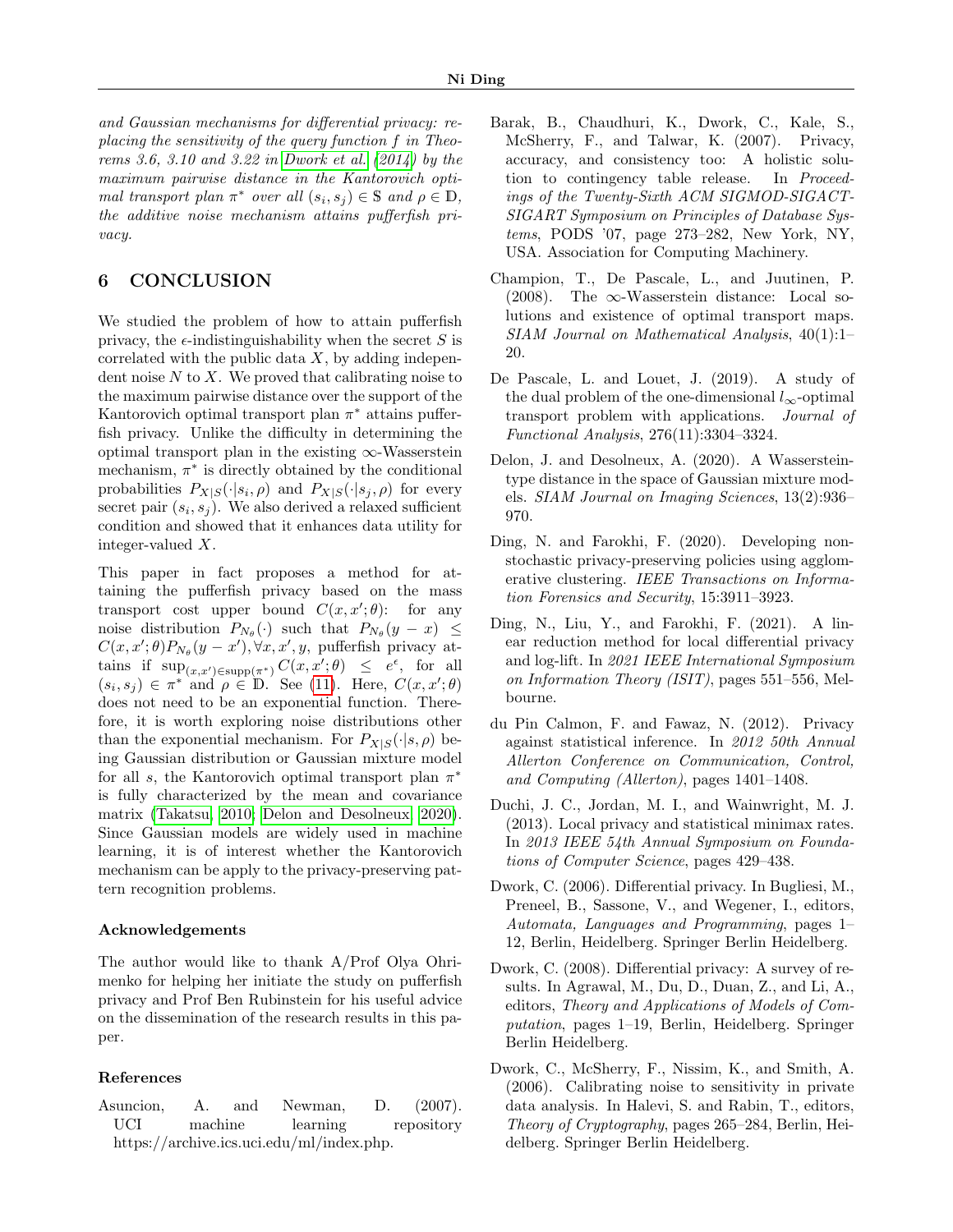*and Gaussian mechanisms for differential privacy: replacing the sensitivity of the query function f in Theorems 3.6, 3.10 and 3.22 in Dwork et al. (2014) by the maximum pairwise distance in the Kantorovich optimal transport plan $\pi^*$ over all $(s_i, s_j) \in \mathbb{S}$ and $\rho \in \mathbb{D}$, the additive noise mechanism attains pufferfish privacy.*

## 6 CONCLUSION

We studied the problem of how to attain pufferfish privacy, the $\epsilon$-indistinguishability when the secret $S$ is correlated with the public data $X$, by adding independent noise $N$ to $X$. We proved that calibrating noise to the maximum pairwise distance over the support of the Kantorovich optimal transport plan $\pi^*$ attains pufferfish privacy. Unlike the difficulty in determining the optimal transport plan in the existing $\infty$-Wasserstein mechanism, $\pi^*$ is directly obtained by the conditional probabilities $P_{X|S}(\cdot|s_i, \rho)$ and $P_{X|S}(\cdot|s_j, \rho)$ for every secret pair $(s_i, s_j)$. We also derived a relaxed sufficient condition and showed that it enhances data utility for integer-valued $X$.

This paper in fact proposes a method for attaining the pufferfish privacy based on the mass transport cost upper bound $C(x, x'; \theta)$: for any noise distribution $P_{N_\theta}(\cdot)$ such that $P_{N_\theta}(y - x) \leq C(x, x'; \theta) P_{N_\theta}(y - x'), \forall x, x', y$, pufferfish privacy attains if $\sup_{(x,x') \in \text{supp}(\pi^*)} C(x, x'; \theta) \leq e^\epsilon$, for all $(s_i, s_j) \in \pi^*$ and $\rho \in \mathbb{D}$. See (11). Here, $C(x, x'; \theta)$ does not need to be an exponential function. Therefore, it is worth exploring noise distributions other than the exponential mechanism. For $P_{X|S}(\cdot|s, \rho)$ being Gaussian distribution or Gaussian mixture model for all $s$, the Kantorovich optimal transport plan $\pi^*$ is fully characterized by the mean and covariance matrix (Takatsu, 2010; Delon and Desolneux, 2020). Since Gaussian models are widely used in machine learning, it is of interest whether the Kantorovich mechanism can be apply to the privacy-preserving pattern recognition problems.

### Acknowledgements

The author would like to thank A/Prof Olya Ohrimenko for helping her initiate the study on pufferfish privacy and Prof Ben Rubinstein for his useful advice on the dissemination of the research results in this paper.

### References

Asuncion, A. and Newman, D. (2007). UCI machine learning repository https://archive.ics.uci.edu/ml/index.php.

Barak, B., Chaudhuri, K., Dwork, C., Kale, S., McSherry, F., and Talwar, K. (2007). Privacy, accuracy, and consistency too: A holistic solution to contingency table release. In *Proceedings of the Twenty-Sixth ACM SIGMOD-SIGACT-SIGART Symposium on Principles of Database Systems*, PODS '07, page 273–282, New York, NY, USA. Association for Computing Machinery.

Champion, T., De Pascale, L., and Juutinen, P. (2008). The $\infty$-Wasserstein distance: Local solutions and existence of optimal transport maps. *SIAM Journal on Mathematical Analysis*, 40(1):1–20.

De Pascale, L. and Louet, J. (2019). A study of the dual problem of the one-dimensional $l_\infty$-optimal transport problem with applications. *Journal of Functional Analysis*, 276(11):3304–3324.

Delon, J. and Desolneux, A. (2020). A Wasserstein-type distance in the space of Gaussian mixture models. *SIAM Journal on Imaging Sciences*, 13(2):936–970.

Ding, N. and Farokhi, F. (2020). Developing non-stochastic privacy-preserving policies using agglomerative clustering. *IEEE Transactions on Information Forensics and Security*, 15:3911–3923.

Ding, N., Liu, Y., and Farokhi, F. (2021). A linear reduction method for local differential privacy and log-lift. In *2021 IEEE International Symposium on Information Theory (ISIT)*, pages 551–556, Melbourne.

du Pin Calmon, F. and Fawaz, N. (2012). Privacy against statistical inference. In *2012 50th Annual Allerton Conference on Communication, Control, and Computing (Allerton)*, pages 1401–1408.

Duchi, J. C., Jordan, M. I., and Wainwright, M. J. (2013). Local privacy and statistical minimax rates. In *2013 IEEE 54th Annual Symposium on Foundations of Computer Science*, pages 429–438.

Dwork, C. (2006). Differential privacy. In Bugliesi, M., Preneel, B., Sassone, V., and Wegener, I., editors, *Automata, Languages and Programming*, pages 1–12, Berlin, Heidelberg. Springer Berlin Heidelberg.

Dwork, C. (2008). Differential privacy: A survey of results. In Agrawal, M., Du, D., Duan, Z., and Li, A., editors, *Theory and Applications of Models of Computation*, pages 1–19, Berlin, Heidelberg. Springer Berlin Heidelberg.

Dwork, C., McSherry, F., Nissim, K., and Smith, A. (2006). Calibrating noise to sensitivity in private data analysis. In Halevi, S. and Rabin, T., editors, *Theory of Cryptography*, pages 265–284, Berlin, Heidelberg. Springer Berlin Heidelberg.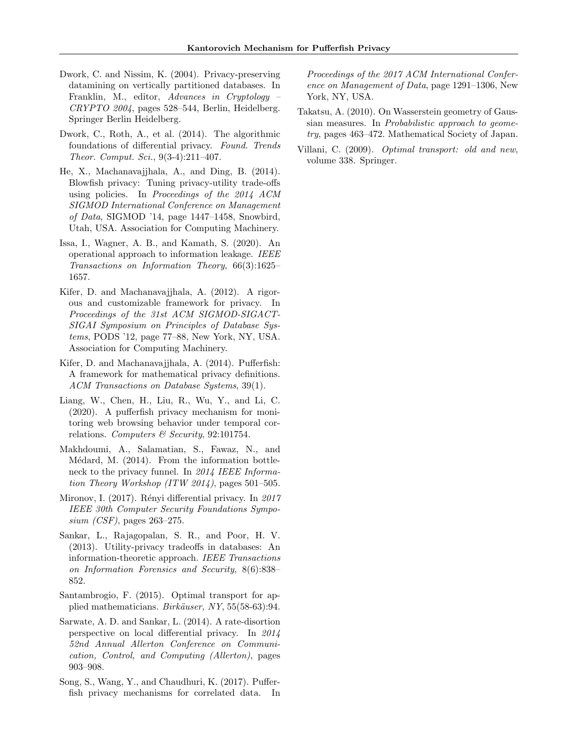Dwork, C. and Nissim, K. (2004). Privacy-preserving datamining on vertically partitioned databases. In Franklin, M., editor, *Advances in Cryptology – CRYPTO 2004*, pages 528–544, Berlin, Heidelberg. Springer Berlin Heidelberg.

Dwork, C., Roth, A., et al. (2014). The algorithmic foundations of differential privacy. *Found. Trends Theor. Comput. Sci.*, 9(3-4):211–407.

He, X., Machanavajjhala, A., and Ding, B. (2014). Blowfish privacy: Tuning privacy-utility trade-offs using policies. In *Proceedings of the 2014 ACM SIGMOD International Conference on Management of Data*, SIGMOD '14, page 1447–1458, Snowbird, Utah, USA. Association for Computing Machinery.

Issa, I., Wagner, A. B., and Kamath, S. (2020). An operational approach to information leakage. *IEEE Transactions on Information Theory*, 66(3):1625–1657.

Kifer, D. and Machanavajjhala, A. (2012). A rigorous and customizable framework for privacy. In *Proceedings of the 31st ACM SIGMOD-SIGACT-SIGAI Symposium on Principles of Database Systems*, PODS '12, page 77–88, New York, NY, USA. Association for Computing Machinery.

Kifer, D. and Machanavajjhala, A. (2014). Pufferfish: A framework for mathematical privacy definitions. *ACM Transactions on Database Systems*, 39(1).

Liang, W., Chen, H., Liu, R., Wu, Y., and Li, C. (2020). A pufferfish privacy mechanism for monitoring web browsing behavior under temporal correlations. *Computers & Security*, 92:101754.

Makhdoumi, A., Salamatian, S., Fawaz, N., and Médard, M. (2014). From the information bottleneck to the privacy funnel. In *2014 IEEE Information Theory Workshop (ITW 2014)*, pages 501–505.

Mironov, I. (2017). Rényi differential privacy. In *2017 IEEE 30th Computer Security Foundations Symposium (CSF)*, pages 263–275.

Sankar, L., Rajagopalan, S. R., and Poor, H. V. (2013). Utility-privacy tradeoffs in databases: An information-theoretic approach. *IEEE Transactions on Information Forensics and Security*, 8(6):838–852.

Santambrogio, F. (2015). Optimal transport for applied mathematicians. *Birkäuser, NY*, 55(58-63):94.

Sarwate, A. D. and Sankar, L. (2014). A rate-disortion perspective on local differential privacy. In *2014 52nd Annual Allerton Conference on Communication, Control, and Computing (Allerton)*, pages 903–908.

Song, S., Wang, Y., and Chaudhuri, K. (2017). Pufferfish privacy mechanisms for correlated data. In *Proceedings of the 2017 ACM International Conference on Management of Data*, page 1291–1306, New York, NY, USA.

Takatsu, A. (2010). On Wasserstein geometry of Gaussian measures. In *Probabilistic approach to geometry*, pages 463–472. Mathematical Society of Japan.

Villani, C. (2009). *Optimal transport: old and new*, volume 338. Springer.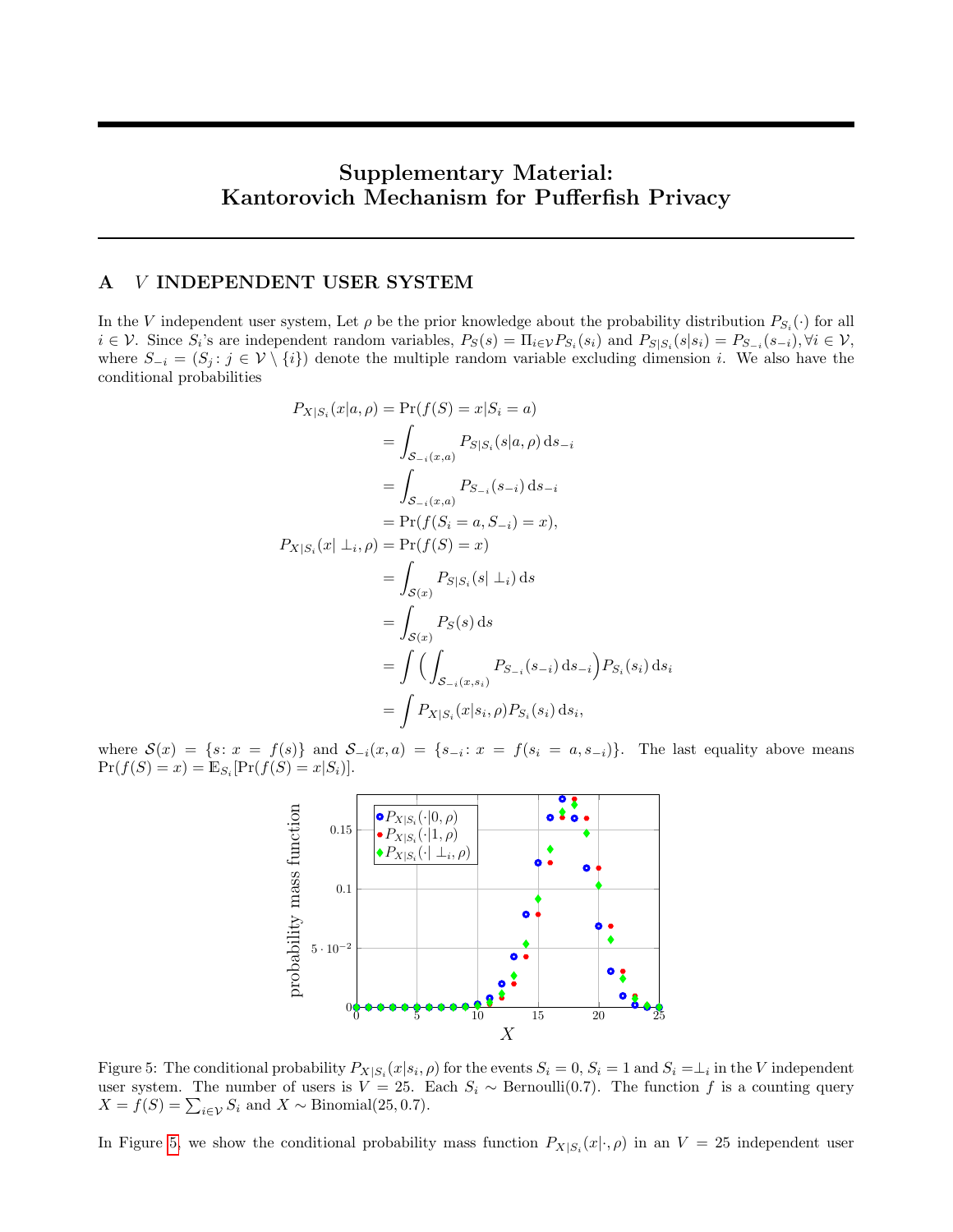# Supplementary Material: Kantorovich Mechanism for Pufferfish Privacy

## A $V$ INDEPENDENT USER SYSTEM

In the $V$ independent user system, Let $\rho$ be the prior knowledge about the probability distribution $P_{S_i}(\cdot)$ for all $i \in \mathcal{V}$. Since $S_i$'s are independent random variables, $P_S(s) = \Pi_{i\in\mathcal{V}} P_{S_i}(s_i)$ and $P_{S|S_i}(s|s_i) = P_{S_{-i}}(s_{-i}), \forall i \in \mathcal{V}$, where $S_{-i} = (S_j : j \in \mathcal{V} \setminus \{i\})$ denote the multiple random variable excluding dimension $i$. We also have the conditional probabilities

$$
\begin{aligned}
P_{X|S_i}(x|a,\rho) &= \Pr(f(S) = x | S_i = a) \\
&= \int_{\mathcal{S}_{-i}(x,a)} P_{S|S_i}(s|a,\rho)\,\mathrm{d}s_{-i} \\
&= \int_{\mathcal{S}_{-i}(x,a)} P_{S_{-i}}(s_{-i})\,\mathrm{d}s_{-i} \\
&= \Pr(f(S_i = a, S_{-i}) = x), \\
P_{X|S_i}(x|\perp_i,\rho) &= \Pr(f(S) = x) \\
&= \int_{\mathcal{S}(x)} P_{S|S_i}(s|\perp_i)\,\mathrm{d}s \\
&= \int_{\mathcal{S}(x)} P_S(s)\,\mathrm{d}s \\
&= \int \Big( \int_{\mathcal{S}_{-i}(x,s_i)} P_{S_{-i}}(s_{-i})\,\mathrm{d}s_{-i} \Big) P_{S_i}(s_i)\,\mathrm{d}s_i \\
&= \int P_{X|S_i}(x|s_i,\rho) P_{S_i}(s_i)\,\mathrm{d}s_i,
\end{aligned}
$$

where $\mathcal{S}(x) = \{s : x = f(s)\}$ and $\mathcal{S}_{-i}(x,a) = \{s_{-i} : x = f(s_i = a, s_{-i})\}$. The last equality above means $\Pr(f(S) = x) = \mathbb{E}_{S_i}[\Pr(f(S) = x|S_i)]$.

Figure 5: The conditional probability $P_{X|S_i}(x|s_i,\rho)$ for the events $S_i = 0$, $S_i = 1$ and $S_i = \perp_i$ in the $V$ independent user system. The number of users is $V = 25$. Each $S_i \sim \text{Bernoulli}(0.7)$. The function $f$ is a counting query $X = f(S) = \sum_{i\in\mathcal{V}} S_i$ and $X \sim \text{Binomial}(25, 0.7)$.

In Figure 5, we show the conditional probability mass function $P_{X|S_i}(x|\cdot,\rho)$ in an $V = 25$ independent user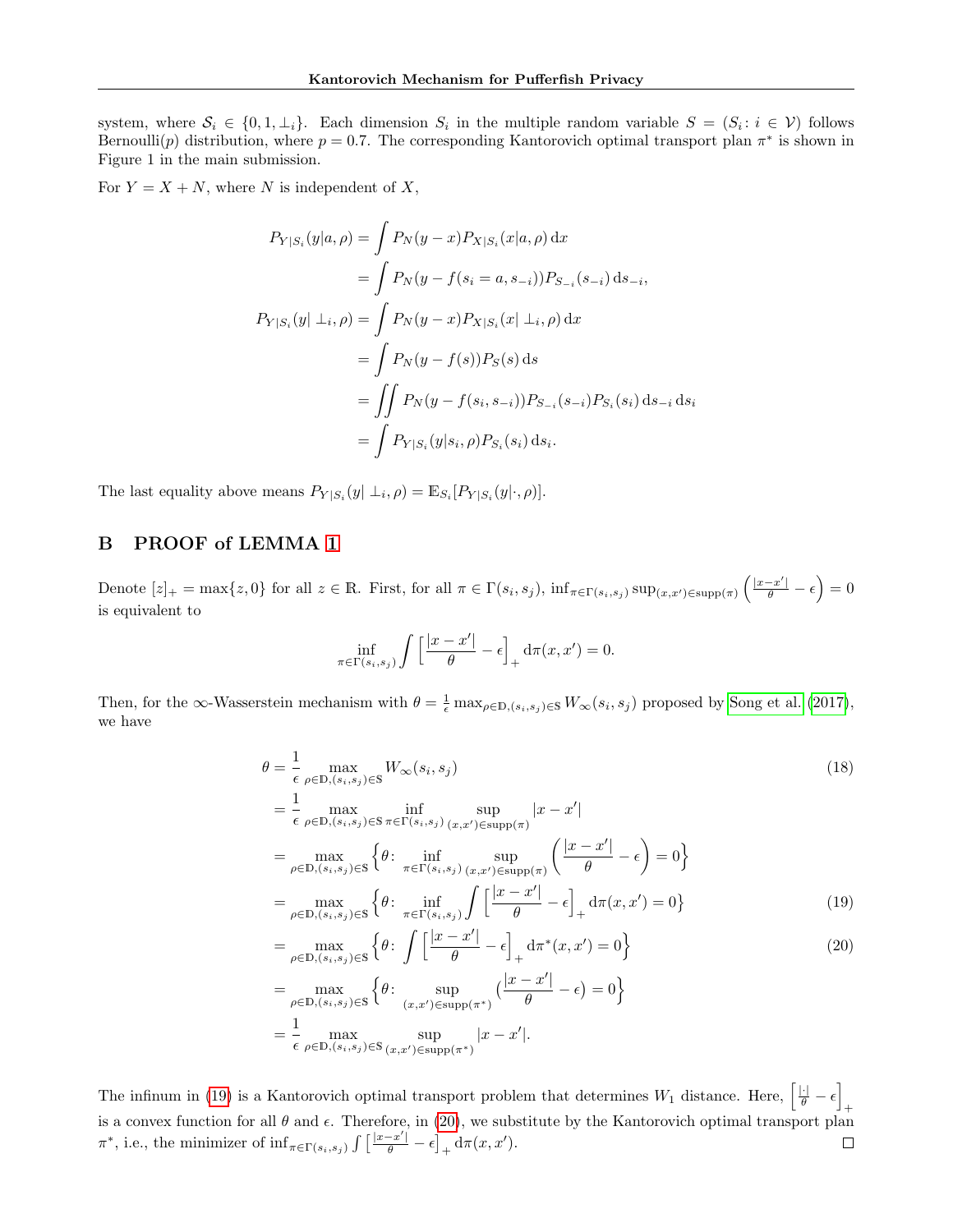system, where $\mathcal{S}_i \in \{0, 1, \perp_i\}$. Each dimension $S_i$ in the multiple random variable $S = (S_i : i \in \mathcal{V})$ follows Bernoulli($p$) distribution, where $p = 0.7$. The corresponding Kantorovich optimal transport plan $\pi^*$ is shown in Figure 1 in the main submission.

For $Y = X + N$, where $N$ is independent of $X$,

$$
\begin{aligned}
P_{Y|S_i}(y|a,\rho) &= \int P_N(y-x) P_{X|S_i}(x|a,\rho) \, \mathrm{d}x \\
&= \int P_N(y - f(s_i = a, s_{-i})) P_{S_{-i}}(s_{-i}) \, \mathrm{d}s_{-i}, \\
P_{Y|S_i}(y|\perp_i,\rho) &= \int P_N(y-x) P_{X|S_i}(x|\perp_i,\rho) \, \mathrm{d}x \\
&= \int P_N(y - f(s)) P_S(s) \, \mathrm{d}s \\
&= \iint P_N(y - f(s_i, s_{-i})) P_{S_{-i}}(s_{-i}) P_{S_i}(s_i) \, \mathrm{d}s_{-i} \, \mathrm{d}s_i \\
&= \int P_{Y|S_i}(y|s_i,\rho) P_{S_i}(s_i) \, \mathrm{d}s_i.
\end{aligned}
$$

The last equality above means $P_{Y|S_i}(y|\perp_i,\rho) = \mathbb{E}_{S_i}[P_{Y|S_i}(y|\cdot,\rho)]$.

## B PROOF of LEMMA 1

Denote $[z]_+ = \max\{z, 0\}$ for all $z \in \mathbb{R}$. First, for all $\pi \in \Gamma(s_i, s_j)$, $\inf_{\pi \in \Gamma(s_i,s_j)} \sup_{(x,x') \in \text{supp}(\pi)} \left( \frac{|x-x'|}{\theta} - \epsilon \right) = 0$ is equivalent to

$$
\inf_{\pi \in \Gamma(s_i,s_j)} \int \Big[ \frac{|x-x'|}{\theta} - \epsilon \Big]_+ \mathrm{d}\pi(x,x') = 0.
$$

Then, for the $\infty$-Wasserstein mechanism with $\theta = \frac{1}{\epsilon} \max_{\rho \in \mathbb{D}, (s_i,s_j) \in \mathbb{S}} W_\infty(s_i, s_j)$ proposed by Song et al. (2017), we have

$$
\begin{aligned}
\theta &= \frac{1}{\epsilon} \max_{\rho \in \mathbb{D}, (s_i,s_j) \in \mathbb{S}} W_\infty(s_i, s_j) && (18) \\
&= \frac{1}{\epsilon} \max_{\rho \in \mathbb{D}, (s_i,s_j) \in \mathbb{S}} \inf_{\pi \in \Gamma(s_i,s_j)} \sup_{(x,x') \in \text{supp}(\pi)} |x - x'| \\
&= \max_{\rho \in \mathbb{D}, (s_i,s_j) \in \mathbb{S}} \Big\{ \theta \colon \inf_{\pi \in \Gamma(s_i,s_j)} \sup_{(x,x') \in \text{supp}(\pi)} \left( \frac{|x-x'|}{\theta} - \epsilon \right) = 0 \Big\} \\
&= \max_{\rho \in \mathbb{D}, (s_i,s_j) \in \mathbb{S}} \Big\{ \theta \colon \inf_{\pi \in \Gamma(s_i,s_j)} \int \Big[ \frac{|x-x'|}{\theta} - \epsilon \Big]_+ \mathrm{d}\pi(x,x') = 0 \Big\} && (19) \\
&= \max_{\rho \in \mathbb{D}, (s_i,s_j) \in \mathbb{S}} \Big\{ \theta \colon \int \Big[ \frac{|x-x'|}{\theta} - \epsilon \Big]_+ \mathrm{d}\pi^*(x,x') = 0 \Big\} && (20) \\
&= \max_{\rho \in \mathbb{D}, (s_i,s_j) \in \mathbb{S}} \Big\{ \theta \colon \sup_{(x,x') \in \text{supp}(\pi^*)} \big( \frac{|x-x'|}{\theta} - \epsilon \big) = 0 \Big\} \\
&= \frac{1}{\epsilon} \max_{\rho \in \mathbb{D}, (s_i,s_j) \in \mathbb{S}} \sup_{(x,x') \in \text{supp}(\pi^*)} |x - x'|.
\end{aligned}
$$

The infinum in (19) is a Kantorovich optimal transport problem that determines $W_1$ distance. Here, $\left[ \frac{|\cdot|}{\theta} - \epsilon \right]_+$ is a convex function for all $\theta$ and $\epsilon$. Therefore, in (20), we substitute by the Kantorovich optimal transport plan $\pi^*$, i.e., the minimizer of $\inf_{\pi \in \Gamma(s_i,s_j)} \int \left[ \frac{|x-x'|}{\theta} - \epsilon \right]_+ \mathrm{d}\pi(x,x')$. $\square$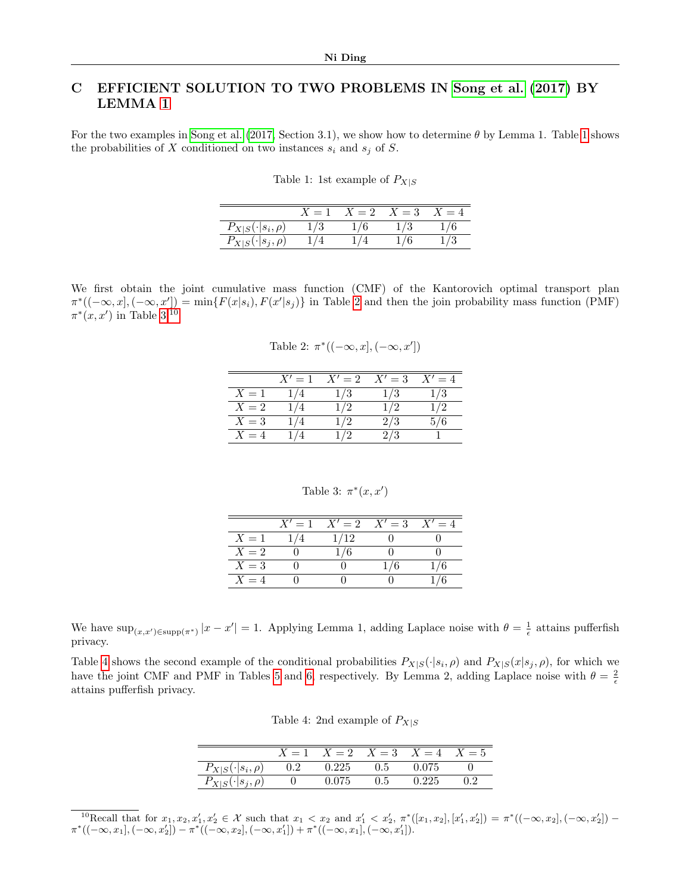# C EFFICIENT SOLUTION TO TWO PROBLEMS IN Song et al. (2017) BY LEMMA 1

For the two examples in Song et al. (2017, Section 3.1), we show how to determine $\theta$ by Lemma 1. Table 1 shows the probabilities of $X$ conditioned on two instances $s_i$ and $s_j$ of $S$.

Table 1: 1st example of $P_{X|S}$

| | $X=1$ | $X=2$ | $X=3$ | $X=4$ |
|---|---|---|---|---|
| $P_{X\|S}(\cdot\|s_i,\rho)$ | 1/3 | 1/6 | 1/3 | 1/6 |
| $P_{X\|S}(\cdot\|s_j,\rho)$ | 1/4 | 1/4 | 1/6 | 1/3 |

We first obtain the joint cumulative mass function (CMF) of the Kantorovich optimal transport plan $\pi^*((-\infty,x],(-\infty,x']) = \min\{F(x|s_i), F(x'|s_j)\}$ in Table 2 and then the join probability mass function (PMF) $\pi^*(x,x')$ in Table 3.[10]

Table 2: $\pi^*((-\infty,x],(-\infty,x'])$

| | $X'=1$ | $X'=2$ | $X'=3$ | $X'=4$ |
|---|---|---|---|---|
| $X=1$ | 1/4 | 1/3 | 1/3 | 1/3 |
| $X=2$ | 1/4 | 1/2 | 1/2 | 1/2 |
| $X=3$ | 1/4 | 1/2 | 2/3 | 5/6 |
| $X=4$ | 1/4 | 1/2 | 2/3 | 1 |

Table 3: $\pi^*(x,x')$

| | $X'=1$ | $X'=2$ | $X'=3$ | $X'=4$ |
|---|---|---|---|---|
| $X=1$ | 1/4 | 1/12 | 0 | 0 |
| $X=2$ | 0 | 1/6 | 0 | 0 |
| $X=3$ | 0 | 0 | 1/6 | 1/6 |
| $X=4$ | 0 | 0 | 0 | 1/6 |

We have $\sup_{(x,x')\in\text{supp}(\pi^*)}|x-x'| = 1$. Applying Lemma 1, adding Laplace noise with $\theta = \frac{1}{\epsilon}$ attains pufferfish privacy.

Table 4 shows the second example of the conditional probabilities $P_{X|S}(\cdot|s_i,\rho)$ and $P_{X|S}(x|s_j,\rho)$, for which we have the joint CMF and PMF in Tables 5 and 6, respectively. By Lemma 2, adding Laplace noise with $\theta = \frac{2}{\epsilon}$ attains pufferfish privacy.

Table 4: 2nd example of $P_{X|S}$

| | $X=1$ | $X=2$ | $X=3$ | $X=4$ | $X=5$ |
|---|---|---|---|---|---|
| $P_{X\|S}(\cdot\|s_i,\rho)$ | 0.2 | 0.225 | 0.5 | 0.075 | 0 |
| $P_{X\|S}(\cdot\|s_j,\rho)$ | 0 | 0.075 | 0.5 | 0.225 | 0.2 |

[10] Recall that for $x_1, x_2, x'_1, x'_2 \in \mathcal{X}$ such that $x_1 < x_2$ and $x'_1 < x'_2$, $\pi^*([x_1,x_2],[x'_1,x'_2]) = \pi^*((-\infty,x_2],(-\infty,x'_2]) - \pi^*((-\infty,x_1],(-\infty,x'_2]) - \pi^*((-\infty,x_2],(-\infty,x'_1]) + \pi^*((-\infty,x_1],(-\infty,x'_1])$.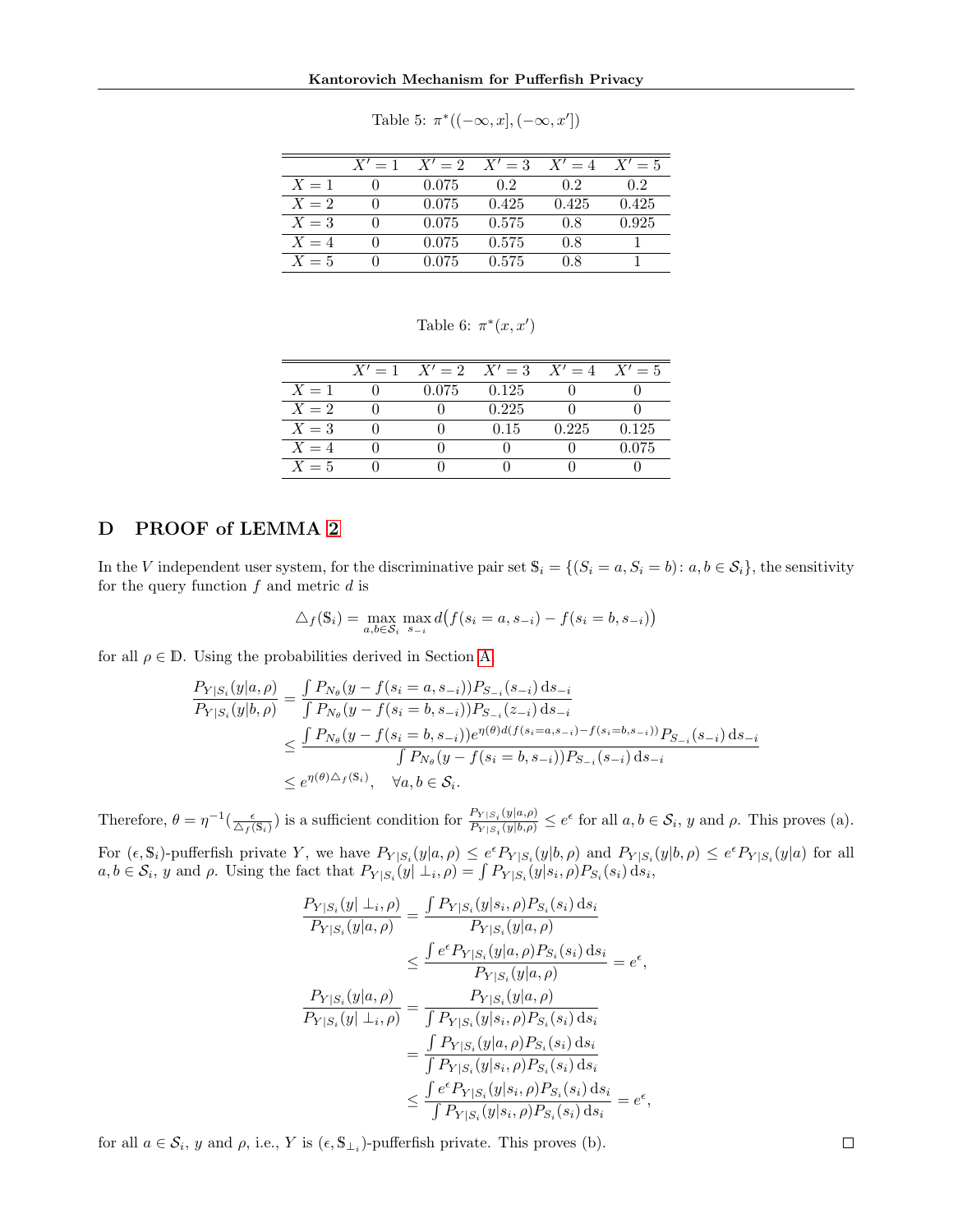Table 5: $\pi^*((-\infty, x], (-\infty, x'])$

| | $X'=1$ | $X'=2$ | $X'=3$ | $X'=4$ | $X'=5$ |
|---|---|---|---|---|---|
| $X=1$ | 0 | 0.075 | 0.2 | 0.2 | 0.2 |
| $X=2$ | 0 | 0.075 | 0.425 | 0.425 | 0.425 |
| $X=3$ | 0 | 0.075 | 0.575 | 0.8 | 0.925 |
| $X=4$ | 0 | 0.075 | 0.575 | 0.8 | 1 |
| $X=5$ | 0 | 0.075 | 0.575 | 0.8 | 1 |

Table 6: $\pi^*(x, x')$

| | $X'=1$ | $X'=2$ | $X'=3$ | $X'=4$ | $X'=5$ |
|---|---|---|---|---|---|
| $X=1$ | 0 | 0.075 | 0.125 | 0 | 0 |
| $X=2$ | 0 | 0 | 0.225 | 0 | 0 |
| $X=3$ | 0 | 0 | 0.15 | 0.225 | 0.125 |
| $X=4$ | 0 | 0 | 0 | 0 | 0.075 |
| $X=5$ | 0 | 0 | 0 | 0 | 0 |

## D PROOF of LEMMA 2

In the $V$ independent user system, for the discriminative pair set $\mathbb{S}_i = \{(S_i = a, S_i = b) : a, b \in \mathcal{S}_i\}$, the sensitivity for the query function $f$ and metric $d$ is

$$\triangle_f(\mathbb{S}_i) = \max_{a,b\in\mathcal{S}_i} \max_{s_{-i}} d\big(f(s_i = a, s_{-i}) - f(s_i = b, s_{-i})\big)$$

for all $\rho \in \mathbb{D}$. Using the probabilities derived in Section A,

$$\begin{aligned}
\frac{P_{Y|S_i}(y|a,\rho)}{P_{Y|S_i}(y|b,\rho)} &= \frac{\int P_{N_\theta}(y - f(s_i = a, s_{-i})) P_{S_{-i}}(s_{-i}) \,\mathrm{d}s_{-i}}{\int P_{N_\theta}(y - f(s_i = b, s_{-i})) P_{S_{-i}}(z_{-i}) \,\mathrm{d}s_{-i}} \\
&\leq \frac{\int P_{N_\theta}(y - f(s_i = b, s_{-i})) e^{\eta(\theta) d(f(s_i = a, s_{-i}) - f(s_i = b, s_{-i}))} P_{S_{-i}}(s_{-i}) \,\mathrm{d}s_{-i}}{\int P_{N_\theta}(y - f(s_i = b, s_{-i})) P_{S_{-i}}(s_{-i}) \,\mathrm{d}s_{-i}} \\
&\leq e^{\eta(\theta)\triangle_f(\mathbb{S}_i)}, \quad \forall a, b \in \mathcal{S}_i.
\end{aligned}$$

Therefore, $\theta = \eta^{-1}(\frac{\epsilon}{\triangle_f(\mathbb{S}_i)})$ is a sufficient condition for $\frac{P_{Y|S_i}(y|a,\rho)}{P_{Y|S_i}(y|b,\rho)} \leq e^\epsilon$ for all $a, b \in \mathcal{S}_i$, $y$ and $\rho$. This proves (a).

For $(\epsilon, \mathbb{S}_i)$-pufferfish private $Y$, we have $P_{Y|S_i}(y|a,\rho) \leq e^\epsilon P_{Y|S_i}(y|b,\rho)$ and $P_{Y|S_i}(y|b,\rho) \leq e^\epsilon P_{Y|S_i}(y|a)$ for all $a, b \in \mathcal{S}_i$, $y$ and $\rho$. Using the fact that $P_{Y|S_i}(y|\perp_i,\rho) = \int P_{Y|S_i}(y|s_i,\rho) P_{S_i}(s_i) \,\mathrm{d}s_i$,

$$\begin{aligned}
\frac{P_{Y|S_i}(y|\perp_i,\rho)}{P_{Y|S_i}(y|a,\rho)} &= \frac{\int P_{Y|S_i}(y|s_i,\rho) P_{S_i}(s_i) \,\mathrm{d}s_i}{P_{Y|S_i}(y|a,\rho)} \\
&\leq \frac{\int e^\epsilon P_{Y|S_i}(y|a,\rho) P_{S_i}(s_i) \,\mathrm{d}s_i}{P_{Y|S_i}(y|a,\rho)} = e^\epsilon, \\
\frac{P_{Y|S_i}(y|a,\rho)}{P_{Y|S_i}(y|\perp_i,\rho)} &= \frac{P_{Y|S_i}(y|a,\rho)}{\int P_{Y|S_i}(y|s_i,\rho) P_{S_i}(s_i) \,\mathrm{d}s_i} \\
&= \frac{\int P_{Y|S_i}(y|a,\rho) P_{S_i}(s_i) \,\mathrm{d}s_i}{\int P_{Y|S_i}(y|s_i,\rho) P_{S_i}(s_i) \,\mathrm{d}s_i} \\
&\leq \frac{\int e^\epsilon P_{Y|S_i}(y|s_i,\rho) P_{S_i}(s_i) \,\mathrm{d}s_i}{\int P_{Y|S_i}(y|s_i,\rho) P_{S_i}(s_i) \,\mathrm{d}s_i} = e^\epsilon,
\end{aligned}$$

for all $a \in \mathcal{S}_i$, $y$ and $\rho$, i.e., $Y$ is $(\epsilon, \mathbb{S}_{\perp_i})$-pufferfish private. This proves (b). $\square$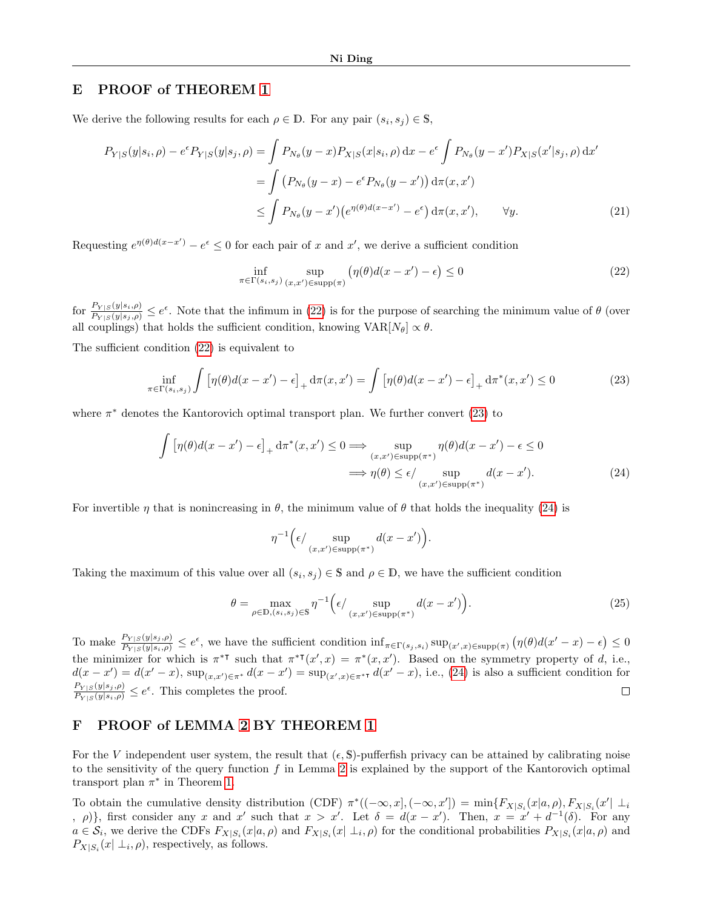# E PROOF of THEOREM 1

We derive the following results for each $\rho \in \mathbb{D}$. For any pair $(s_i, s_j) \in \mathbb{S}$,

$$
\begin{aligned}
P_{Y|S}(y|s_i,\rho) - e^{\epsilon} P_{Y|S}(y|s_j,\rho) &= \int P_{N_\theta}(y-x) P_{X|S}(x|s_i,\rho)\,\mathrm{d}x - e^{\epsilon} \int P_{N_\theta}(y-x') P_{X|S}(x'|s_j,\rho)\,\mathrm{d}x' \\
&= \int \big(P_{N_\theta}(y-x) - e^{\epsilon} P_{N_\theta}(y-x')\big)\,\mathrm{d}\pi(x,x') \\
&\leq \int P_{N_\theta}(y-x')\big(e^{\eta(\theta) d(x-x')} - e^{\epsilon}\big)\,\mathrm{d}\pi(x,x'), \qquad \forall y. \qquad (21)
\end{aligned}
$$

Requesting $e^{\eta(\theta)d(x-x')} - e^{\epsilon} \leq 0$ for each pair of $x$ and $x'$, we derive a sufficient condition

$$
\inf_{\pi \in \Gamma(s_i,s_j)} \sup_{(x,x') \in \mathrm{supp}(\pi)} \big(\eta(\theta) d(x-x') - \epsilon\big) \leq 0 \qquad (22)
$$

for $\frac{P_{Y|S}(y|s_i,\rho)}{P_{Y|S}(y|s_j,\rho)} \leq e^{\epsilon}$. Note that the infimum in (22) is for the purpose of searching the minimum value of $\theta$ (over all couplings) that holds the sufficient condition, knowing $\mathrm{VAR}[N_\theta] \propto \theta$.

The sufficient condition (22) is equivalent to

$$
\inf_{\pi \in \Gamma(s_i,s_j)} \int \big[\eta(\theta) d(x-x') - \epsilon\big]_+ \,\mathrm{d}\pi(x,x') = \int \big[\eta(\theta) d(x-x') - \epsilon\big]_+ \,\mathrm{d}\pi^*(x,x') \leq 0 \qquad (23)
$$

where $\pi^*$ denotes the Kantorovich optimal transport plan. We further convert (23) to

$$
\begin{aligned}
\int \big[\eta(\theta) d(x-x') - \epsilon\big]_+ \,\mathrm{d}\pi^*(x,x') \leq 0 &\Longrightarrow \sup_{(x,x') \in \mathrm{supp}(\pi^*)} \eta(\theta) d(x-x') - \epsilon \leq 0 \\
&\Longrightarrow \eta(\theta) \leq \epsilon / \sup_{(x,x') \in \mathrm{supp}(\pi^*)} d(x-x'). \qquad (24)
\end{aligned}
$$

For invertible $\eta$ that is nonincreasing in $\theta$, the minimum value of $\theta$ that holds the inequality (24) is

$$
\eta^{-1}\Big(\epsilon / \sup_{(x,x') \in \mathrm{supp}(\pi^*)} d(x-x')\Big).
$$

Taking the maximum of this value over all $(s_i, s_j) \in \mathbb{S}$ and $\rho \in \mathbb{D}$, we have the sufficient condition

$$
\theta = \max_{\rho \in \mathbb{D}, (s_i,s_j) \in \mathbb{S}} \eta^{-1}\Big(\epsilon / \sup_{(x,x') \in \mathrm{supp}(\pi^*)} d(x-x')\Big). \qquad (25)
$$

To make $\frac{P_{Y|S}(y|s_j,\rho)}{P_{Y|S}(y|s_i,\rho)} \leq e^{\epsilon}$, we have the sufficient condition $\inf_{\pi \in \Gamma(s_j,s_i)} \sup_{(x',x) \in \mathrm{supp}(\pi)} \big(\eta(\theta) d(x'-x) - \epsilon\big) \leq 0$ the minimizer for which is $\pi^{*\intercal}$ such that $\pi^{*\intercal}(x',x) = \pi^*(x,x')$. Based on the symmetry property of $d$, i.e., $d(x-x') = d(x'-x)$, $\sup_{(x,x') \in \pi^*} d(x-x') = \sup_{(x',x) \in \pi^{*\intercal}} d(x'-x)$, i.e., (24) is also a sufficient condition for $\frac{P_{Y|S}(y|s_j,\rho)}{P_{Y|S}(y|s_i,\rho)} \leq e^{\epsilon}$. This completes the proof. $\square$

# F PROOF of LEMMA 2 BY THEOREM 1

For the $V$ independent user system, the result that $(\epsilon, \mathbb{S})$-pufferfish privacy can be attained by calibrating noise to the sensitivity of the query function $f$ in Lemma 2 is explained by the support of the Kantorovich optimal transport plan $\pi^*$ in Theorem 1.

To obtain the cumulative density distribution (CDF) $\pi^*((-\infty,x],(-\infty,x']) = \min\{F_{X|S_i}(x|a,\rho), F_{X|S_i}(x'|\perp_i,\rho)\}$, first consider any $x$ and $x'$ such that $x > x'$. Let $\delta = d(x-x')$. Then, $x = x' + d^{-1}(\delta)$. For any $a \in \mathcal{S}_i$, we derive the CDFs $F_{X|S_i}(x|a,\rho)$ and $F_{X|S_i}(x|\perp_i,\rho)$ for the conditional probabilities $P_{X|S_i}(x|a,\rho)$ and $P_{X|S_i}(x|\perp_i,\rho)$, respectively, as follows.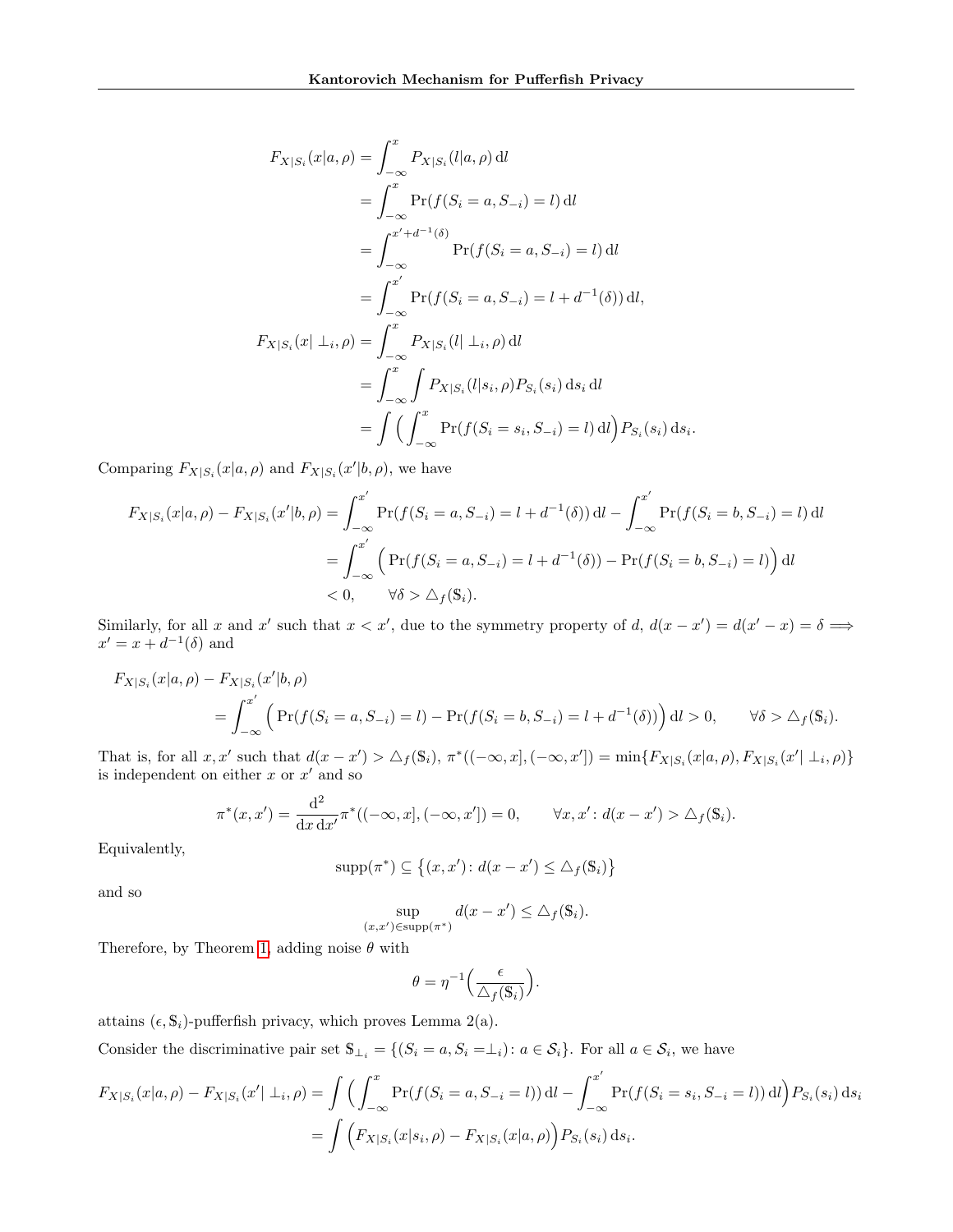$$
\begin{aligned}
F_{X|S_i}(x|a,\rho) &= \int_{-\infty}^{x} P_{X|S_i}(l|a,\rho)\,\mathrm{d}l \\
&= \int_{-\infty}^{x} \Pr(f(S_i = a, S_{-i}) = l)\,\mathrm{d}l \\
&= \int_{-\infty}^{x'+d^{-1}(\delta)} \Pr(f(S_i = a, S_{-i}) = l)\,\mathrm{d}l \\
&= \int_{-\infty}^{x'} \Pr(f(S_i = a, S_{-i}) = l + d^{-1}(\delta))\,\mathrm{d}l, \\
F_{X|S_i}(x|\perp_i,\rho) &= \int_{-\infty}^{x} P_{X|S_i}(l|\perp_i,\rho)\,\mathrm{d}l \\
&= \int_{-\infty}^{x} \int P_{X|S_i}(l|s_i,\rho) P_{S_i}(s_i)\,\mathrm{d}s_i\,\mathrm{d}l \\
&= \int \Big( \int_{-\infty}^{x} \Pr(f(S_i = s_i, S_{-i}) = l)\,\mathrm{d}l \Big) P_{S_i}(s_i)\,\mathrm{d}s_i.
\end{aligned}
$$

Comparing $F_{X|S_i}(x|a,\rho)$ and $F_{X|S_i}(x'|b,\rho)$, we have

$$
\begin{aligned}
F_{X|S_i}(x|a,\rho) - F_{X|S_i}(x'|b,\rho) &= \int_{-\infty}^{x'} \Pr(f(S_i = a, S_{-i}) = l + d^{-1}(\delta))\,\mathrm{d}l - \int_{-\infty}^{x'} \Pr(f(S_i = b, S_{-i}) = l)\,\mathrm{d}l \\
&= \int_{-\infty}^{x'} \Big( \Pr(f(S_i = a, S_{-i}) = l + d^{-1}(\delta)) - \Pr(f(S_i = b, S_{-i}) = l) \Big)\,\mathrm{d}l \\
&< 0, \qquad \forall \delta > \triangle_f(\mathbb{S}_i).
\end{aligned}
$$

Similarly, for all $x$ and $x'$ such that $x < x'$, due to the symmetry property of $d$, $d(x - x') = d(x' - x) = \delta \implies x' = x + d^{-1}(\delta)$ and

$$
\begin{aligned}
&F_{X|S_i}(x|a,\rho) - F_{X|S_i}(x'|b,\rho) \\
&\quad = \int_{-\infty}^{x'} \Big( \Pr(f(S_i = a, S_{-i}) = l) - \Pr(f(S_i = b, S_{-i}) = l + d^{-1}(\delta)) \Big)\,\mathrm{d}l > 0, \qquad \forall \delta > \triangle_f(\mathbb{S}_i).
\end{aligned}
$$

That is, for all $x, x'$ such that $d(x - x') > \triangle_f(\mathbb{S}_i)$, $\pi^*((-\infty, x], (-\infty, x']) = \min\{F_{X|S_i}(x|a,\rho), F_{X|S_i}(x'|\perp_i,\rho)\}$ is independent on either $x$ or $x'$ and so

$$
\pi^*(x, x') = \frac{\mathrm{d}^2}{\mathrm{d}x\,\mathrm{d}x'} \pi^*((-\infty, x], (-\infty, x']) = 0, \qquad \forall x, x' \colon d(x - x') > \triangle_f(\mathbb{S}_i).
$$

Equivalently,

$$
\mathrm{supp}(\pi^*) \subseteq \big\{(x, x') \colon d(x - x') \le \triangle_f(\mathbb{S}_i)\big\}
$$

and so

$$
\sup_{(x,x') \in \mathrm{supp}(\pi^*)} d(x - x') \le \triangle_f(\mathbb{S}_i).
$$

Therefore, by Theorem 1, adding noise $\theta$ with

$$
\theta = \eta^{-1}\Big(\frac{\epsilon}{\triangle_f(\mathbb{S}_i)}\Big).
$$

attains $(\epsilon, \mathbb{S}_i)$-pufferfish privacy, which proves Lemma 2(a).

Consider the discriminative pair set $\mathbb{S}_{\perp_i} = \{(S_i = a, S_i = \perp_i) \colon a \in \mathcal{S}_i\}$. For all $a \in \mathcal{S}_i$, we have

$$
\begin{aligned}
F_{X|S_i}(x|a,\rho) - F_{X|S_i}(x'|\perp_i,\rho) &= \int \Big( \int_{-\infty}^{x} \Pr(f(S_i = a, S_{-i} = l))\,\mathrm{d}l - \int_{-\infty}^{x'} \Pr(f(S_i = s_i, S_{-i} = l))\,\mathrm{d}l \Big) P_{S_i}(s_i)\,\mathrm{d}s_i \\
&= \int \Big( F_{X|S_i}(x|s_i,\rho) - F_{X|S_i}(x|a,\rho) \Big) P_{S_i}(s_i)\,\mathrm{d}s_i.
\end{aligned}
$$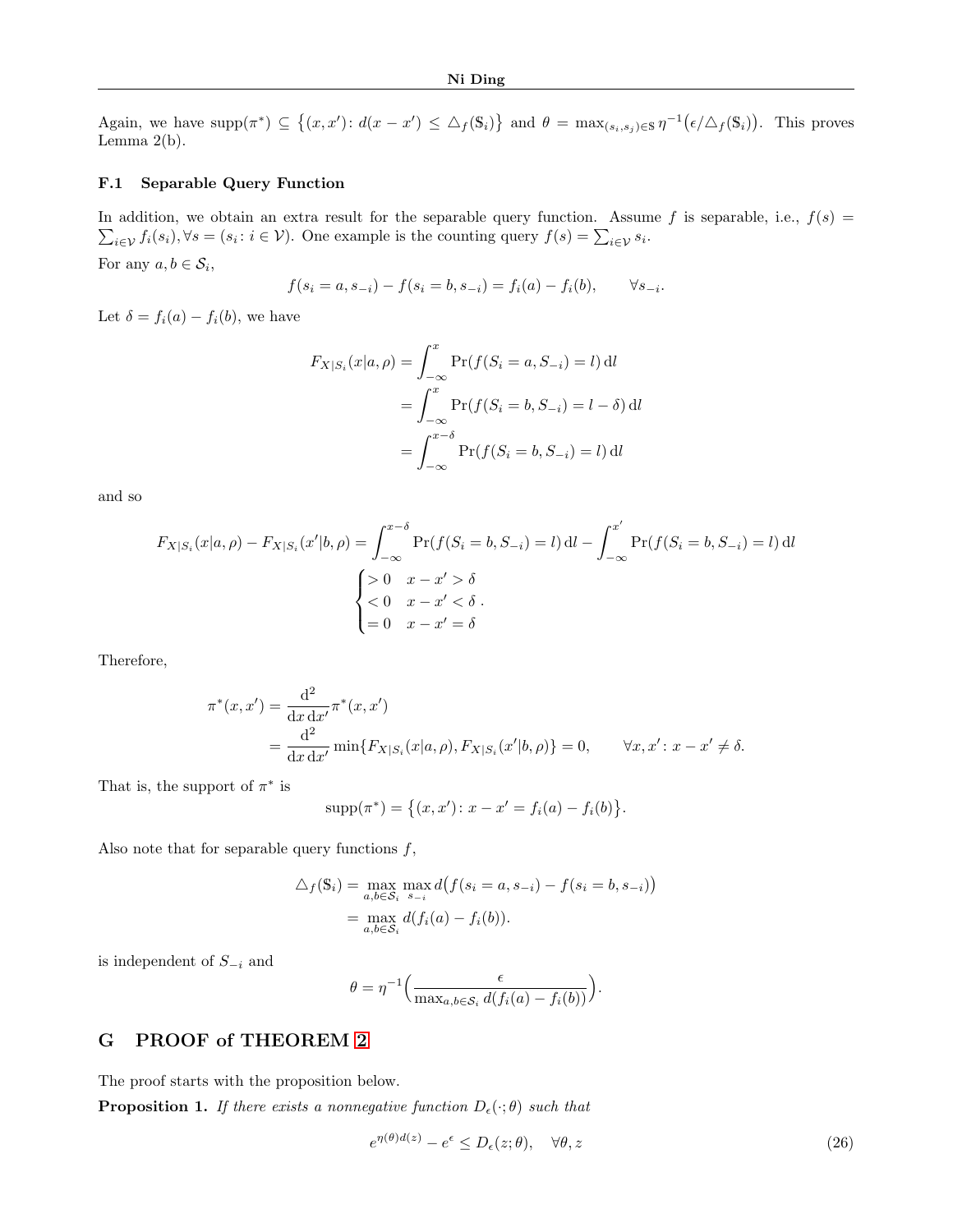Again, we have $\text{supp}(\pi^*) \subseteq \{(x,x') : d(x-x') \leq \triangle_f(\mathbb{S}_i)\}$ and $\theta = \max_{(s_i,s_j)\in\mathbb{S}} \eta^{-1}\big(\epsilon/\triangle_f(\mathbb{S}_i)\big)$. This proves Lemma 2(b).

### F.1 Separable Query Function

In addition, we obtain an extra result for the separable query function. Assume $f$ is separable, i.e., $f(s) = \sum_{i\in\mathcal{V}} f_i(s_i), \forall s = (s_i : i \in \mathcal{V})$. One example is the counting query $f(s) = \sum_{i\in\mathcal{V}} s_i$.

For any $a, b \in \mathcal{S}_i$,

$$f(s_i = a, s_{-i}) - f(s_i = b, s_{-i}) = f_i(a) - f_i(b), \qquad \forall s_{-i}.$$

Let $\delta = f_i(a) - f_i(b)$, we have

$$\begin{aligned}
F_{X|S_i}(x|a,\rho) &= \int_{-\infty}^{x} \Pr(f(S_i = a, S_{-i}) = l)\,\mathrm{d}l \\
&= \int_{-\infty}^{x} \Pr(f(S_i = b, S_{-i}) = l - \delta)\,\mathrm{d}l \\
&= \int_{-\infty}^{x-\delta} \Pr(f(S_i = b, S_{-i}) = l)\,\mathrm{d}l
\end{aligned}$$

and so

$$\begin{aligned}
F_{X|S_i}(x|a,\rho) - F_{X|S_i}(x'|b,\rho) &= \int_{-\infty}^{x-\delta} \Pr(f(S_i = b, S_{-i}) = l)\,\mathrm{d}l - \int_{-\infty}^{x'} \Pr(f(S_i = b, S_{-i}) = l)\,\mathrm{d}l \\
&\begin{cases} > 0 & x - x' > \delta \\ < 0 & x - x' < \delta \\ = 0 & x - x' = \delta \end{cases}.
\end{aligned}$$

Therefore,

$$\begin{aligned}
\pi^*(x,x') &= \frac{\mathrm{d}^2}{\mathrm{d}x\,\mathrm{d}x'}\pi^*(x,x') \\
&= \frac{\mathrm{d}^2}{\mathrm{d}x\,\mathrm{d}x'}\min\{F_{X|S_i}(x|a,\rho), F_{X|S_i}(x'|b,\rho)\} = 0, \qquad \forall x, x' : x - x' \neq \delta.
\end{aligned}$$

That is, the support of $\pi^*$ is

$$\text{supp}(\pi^*) = \{(x,x') : x - x' = f_i(a) - f_i(b)\}.$$

Also note that for separable query functions $f$,

$$\begin{aligned}
\triangle_f(\mathbb{S}_i) &= \max_{a,b\in\mathcal{S}_i}\max_{s_{-i}} d\big(f(s_i = a, s_{-i}) - f(s_i = b, s_{-i})\big) \\
&= \max_{a,b\in\mathcal{S}_i} d(f_i(a) - f_i(b)).
\end{aligned}$$

is independent of $S_{-i}$ and

$$\theta = \eta^{-1}\Big(\frac{\epsilon}{\max_{a,b\in\mathcal{S}_i} d(f_i(a) - f_i(b))}\Big).$$

## G PROOF of THEOREM 2

The proof starts with the proposition below.

**Proposition 1.** *If there exists a nonnegative function $D_\epsilon(\cdot;\theta)$ such that*

$$e^{\eta(\theta)d(z)} - e^{\epsilon} \leq D_\epsilon(z;\theta), \quad \forall \theta, z \tag{26}$$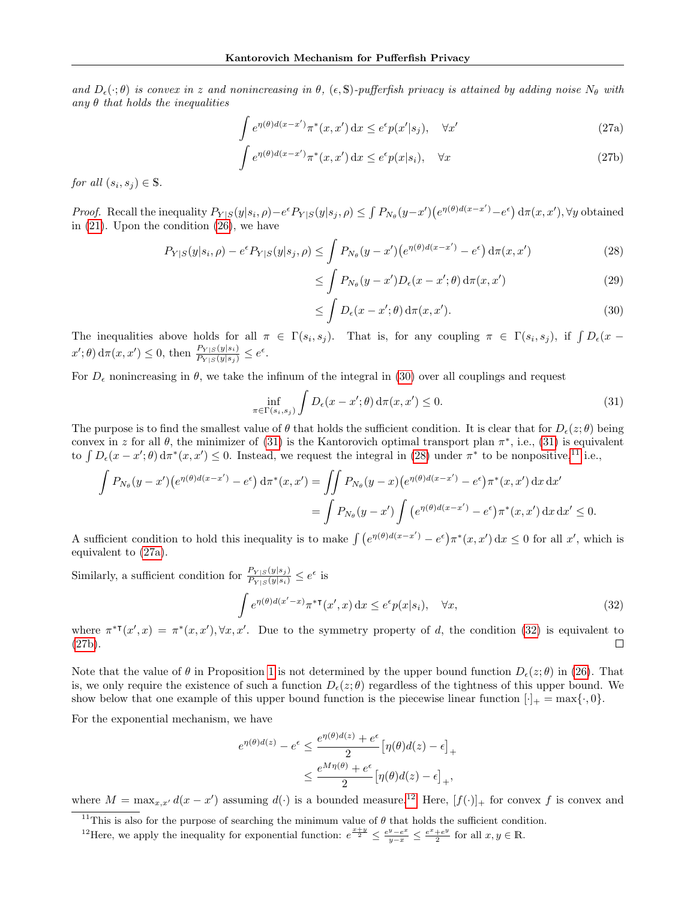*and $D_\epsilon(\cdot;\theta)$ is convex in $z$ and nonincreasing in $\theta$, $(\epsilon, \mathbb{S})$-pufferfish privacy is attained by adding noise $N_\theta$ with any $\theta$ that holds the inequalities*

$$\int e^{\eta(\theta) d(x-x')} \pi^*(x,x') \, \mathrm{d}x \leq e^\epsilon p(x'|s_j), \quad \forall x' \tag{27a}$$

$$\int e^{\eta(\theta) d(x-x')} \pi^*(x,x') \, \mathrm{d}x \leq e^\epsilon p(x|s_i), \quad \forall x \tag{27b}$$

*for all $(s_i, s_j) \in \mathbb{S}$.*

*Proof.* Recall the inequality $P_{Y|S}(y|s_i,\rho) - e^\epsilon P_{Y|S}(y|s_j,\rho) \leq \int P_{N_\theta}(y-x')\big(e^{\eta(\theta)d(x-x')} - e^\epsilon\big) \, \mathrm{d}\pi(x,x'), \forall y$ obtained in (21). Upon the condition (26), we have

$$P_{Y|S}(y|s_i,\rho) - e^\epsilon P_{Y|S}(y|s_j,\rho) \leq \int P_{N_\theta}(y-x')\big(e^{\eta(\theta)d(x-x')} - e^\epsilon\big) \, \mathrm{d}\pi(x,x') \tag{28}$$

$$\leq \int P_{N_\theta}(y-x') D_\epsilon(x-x';\theta) \, \mathrm{d}\pi(x,x') \tag{29}$$

$$\leq \int D_\epsilon(x-x';\theta) \, \mathrm{d}\pi(x,x'). \tag{30}$$

The inequalities above holds for all $\pi \in \Gamma(s_i,s_j)$. That is, for any coupling $\pi \in \Gamma(s_i,s_j)$, if $\int D_\epsilon(x-x';\theta) \, \mathrm{d}\pi(x,x') \leq 0$, then $\frac{P_{Y|S}(y|s_i)}{P_{Y|S}(y|s_j)} \leq e^\epsilon$.

For $D_\epsilon$ nonincreasing in $\theta$, we take the infinum of the integral in (30) over all couplings and request

$$\inf_{\pi \in \Gamma(s_i,s_j)} \int D_\epsilon(x-x';\theta) \, \mathrm{d}\pi(x,x') \leq 0. \tag{31}$$

The purpose is to find the smallest value of $\theta$ that holds the sufficient condition. It is clear that for $D_\epsilon(z;\theta)$ being convex in $z$ for all $\theta$, the minimizer of (31) is the Kantorovich optimal transport plan $\pi^*$, i.e., (31) is equivalent to $\int D_\epsilon(x-x';\theta) \, \mathrm{d}\pi^*(x,x') \leq 0$. Instead, we request the integral in (28) under $\pi^*$ to be nonpositive,[11] i.e.,

$$\begin{aligned}
\int P_{N_\theta}(y-x')\big(e^{\eta(\theta)d(x-x')} - e^\epsilon\big) \, \mathrm{d}\pi^*(x,x') &= \iint P_{N_\theta}(y-x)\big(e^{\eta(\theta)d(x-x')} - e^\epsilon\big)\pi^*(x,x') \, \mathrm{d}x \, \mathrm{d}x' \\
&= \int P_{N_\theta}(y-x') \int \big(e^{\eta(\theta)d(x-x')} - e^\epsilon\big)\pi^*(x,x') \, \mathrm{d}x \, \mathrm{d}x' \leq 0.
\end{aligned}$$

A sufficient condition to hold this inequality is to make $\int \big(e^{\eta(\theta)d(x-x')} - e^\epsilon\big)\pi^*(x,x') \, \mathrm{d}x \leq 0$ for all $x'$, which is equivalent to (27a).

Similarly, a sufficient condition for $\frac{P_{Y|S}(y|s_j)}{P_{Y|S}(y|s_i)} \leq e^\epsilon$ is

$$\int e^{\eta(\theta)d(x'-x)} \pi^{*\intercal}(x',x) \, \mathrm{d}x \leq e^\epsilon p(x|s_i), \quad \forall x, \tag{32}$$

where $\pi^{*\intercal}(x',x) = \pi^*(x,x'), \forall x,x'$. Due to the symmetry property of $d$, the condition (32) is equivalent to (27b). $\square$

Note that the value of $\theta$ in Proposition 1 is not determined by the upper bound function $D_\epsilon(z;\theta)$ in (26). That is, we only require the existence of such a function $D_\epsilon(z;\theta)$ regardless of the tightness of this upper bound. We show below that one example of this upper bound function is the piecewise linear function $[\cdot]_+ = \max\{\cdot, 0\}$.

For the exponential mechanism, we have

$$\begin{aligned}
e^{\eta(\theta)d(z)} - e^\epsilon &\leq \frac{e^{\eta(\theta)d(z)} + e^\epsilon}{2}\big[\eta(\theta)d(z) - \epsilon\big]_+ \\
&\leq \frac{e^{M\eta(\theta)} + e^\epsilon}{2}\big[\eta(\theta)d(z) - \epsilon\big]_+,
\end{aligned}$$

where $M = \max_{x,x'} d(x-x')$ assuming $d(\cdot)$ is a bounded measure.[12] Here, $[f(\cdot)]_+$ for convex $f$ is convex and

---

[11] This is also for the purpose of searching the minimum value of $\theta$ that holds the sufficient condition.

[12] Here, we apply the inequality for exponential function: $e^{\frac{x+y}{2}} \leq \frac{e^y - e^x}{y-x} \leq \frac{e^x + e^y}{2}$ for all $x, y \in \mathbb{R}$.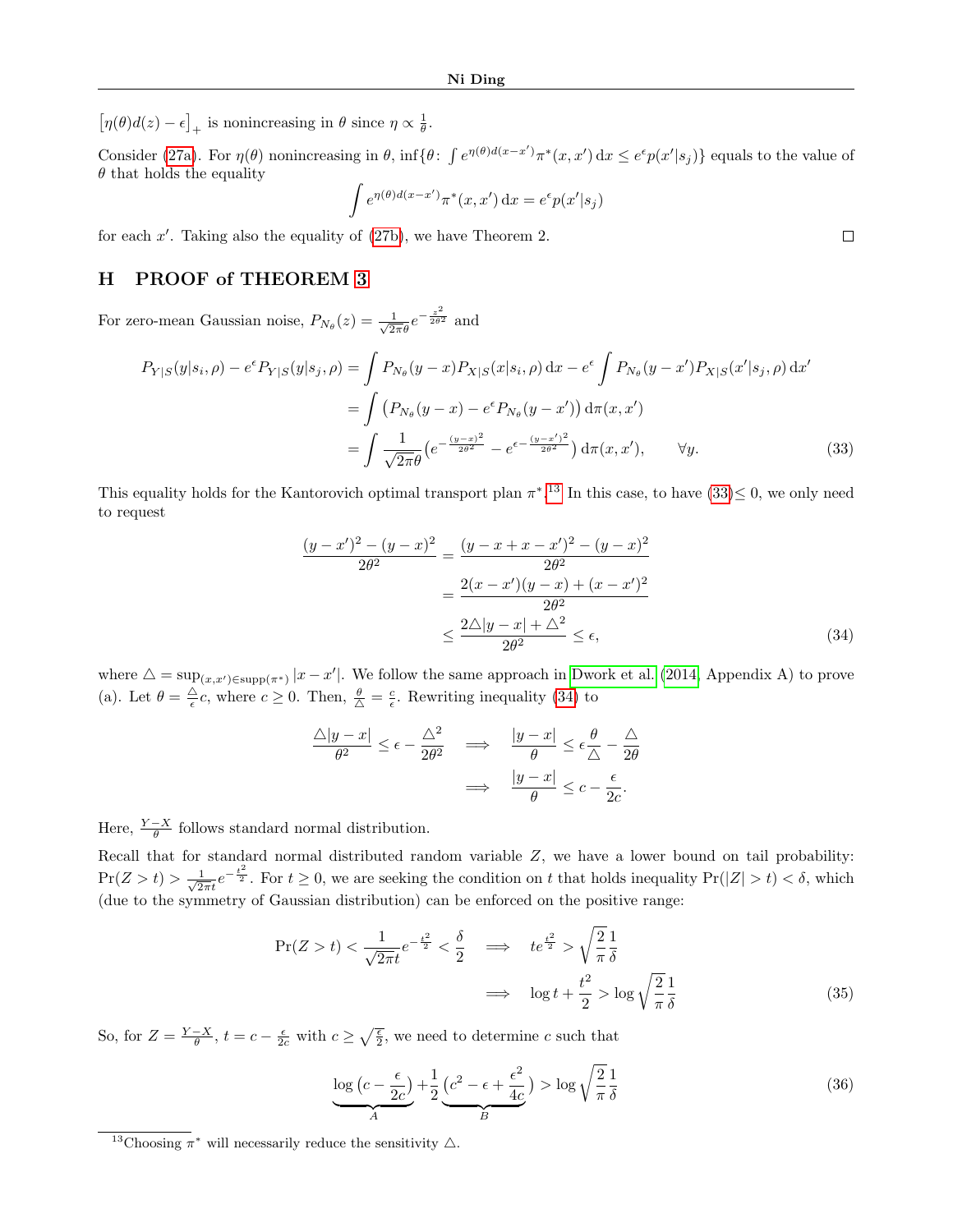$\left[\eta(\theta)d(z)-\epsilon\right]_+$ is nonincreasing in $\theta$ since $\eta \propto \frac{1}{\theta}$.

Consider (27a). For $\eta(\theta)$ nonincreasing in $\theta$, $\inf\{\theta\colon \int e^{\eta(\theta)d(x-x')}\pi^*(x,x')\,\mathrm{d}x \leq e^{\epsilon}p(x'|s_j)\}$ equals to the value of $\theta$ that holds the equality

$$\int e^{\eta(\theta)d(x-x')}\pi^*(x,x')\,\mathrm{d}x = e^{\epsilon}p(x'|s_j)$$

for each $x'$. Taking also the equality of (27b), we have Theorem 2. ☐

## H PROOF of THEOREM 3

For zero-mean Gaussian noise, $P_{N_\theta}(z) = \frac{1}{\sqrt{2\pi}\theta}e^{-\frac{z^2}{2\theta^2}}$ and

$$\begin{aligned}
P_{Y|S}(y|s_i,\rho) - e^{\epsilon}P_{Y|S}(y|s_j,\rho) &= \int P_{N_\theta}(y-x)P_{X|S}(x|s_i,\rho)\,\mathrm{d}x - e^{\epsilon}\int P_{N_\theta}(y-x')P_{X|S}(x'|s_j,\rho)\,\mathrm{d}x' \\
&= \int \big(P_{N_\theta}(y-x) - e^{\epsilon}P_{N_\theta}(y-x')\big)\,\mathrm{d}\pi(x,x') \\
&= \int \frac{1}{\sqrt{2\pi}\theta}\big(e^{-\frac{(y-x)^2}{2\theta^2}} - e^{\epsilon-\frac{(y-x')^2}{2\theta^2}}\big)\,\mathrm{d}\pi(x,x'), \qquad \forall y. \qquad (33)
\end{aligned}$$

This equality holds for the Kantorovich optimal transport plan $\pi^*$.[13] In this case, to have (33)$\leq 0$, we only need to request

$$\begin{aligned}
\frac{(y-x')^2-(y-x)^2}{2\theta^2} &= \frac{(y-x+x-x')^2-(y-x)^2}{2\theta^2} \\
&= \frac{2(x-x')(y-x)+(x-x')^2}{2\theta^2} \\
&\leq \frac{2\triangle|y-x|+\triangle^2}{2\theta^2} \leq \epsilon, \qquad (34)
\end{aligned}$$

where $\triangle = \sup_{(x,x')\in\mathrm{supp}(\pi^*)}|x-x'|$. We follow the same approach in Dwork et al. (2014, Appendix A) to prove (a). Let $\theta = \frac{\triangle}{\epsilon}c$, where $c \geq 0$. Then, $\frac{\theta}{\triangle} = \frac{c}{\epsilon}$. Rewriting inequality (34) to

$$\begin{aligned}
\frac{\triangle|y-x|}{\theta^2} \leq \epsilon - \frac{\triangle^2}{2\theta^2} \quad &\Longrightarrow \quad \frac{|y-x|}{\theta} \leq \epsilon\frac{\theta}{\triangle} - \frac{\triangle}{2\theta} \\
&\Longrightarrow \quad \frac{|y-x|}{\theta} \leq c - \frac{\epsilon}{2c}.
\end{aligned}$$

Here, $\frac{Y-X}{\theta}$ follows standard normal distribution.

Recall that for standard normal distributed random variable $Z$, we have a lower bound on tail probability: $\Pr(Z>t) > \frac{1}{\sqrt{2\pi}t}e^{-\frac{t^2}{2}}$. For $t\geq 0$, we are seeking the condition on $t$ that holds inequality $\Pr(|Z|>t)<\delta$, which (due to the symmetry of Gaussian distribution) can be enforced on the positive range:

$$\begin{aligned}
\Pr(Z>t) < \frac{1}{\sqrt{2\pi}t}e^{-\frac{t^2}{2}} < \frac{\delta}{2} \quad &\Longrightarrow \quad te^{\frac{t^2}{2}} > \sqrt{\frac{2}{\pi}}\frac{1}{\delta} \\
&\Longrightarrow \quad \log t + \frac{t^2}{2} > \log\sqrt{\frac{2}{\pi}}\frac{1}{\delta} \qquad (35)
\end{aligned}$$

So, for $Z = \frac{Y-X}{\theta}$, $t = c - \frac{\epsilon}{2c}$ with $c \geq \sqrt{\frac{\epsilon}{2}}$, we need to determine $c$ such that

$$\underbrace{\log\big(c-\frac{\epsilon}{2c}\big)}_{A} + \frac{1}{2}\underbrace{\big(c^2-\epsilon+\frac{\epsilon^2}{4c}\big)}_{B} > \log\sqrt{\frac{2}{\pi}}\frac{1}{\delta} \qquad (36)$$

[13] Choosing $\pi^*$ will necessarily reduce the sensitivity $\triangle$.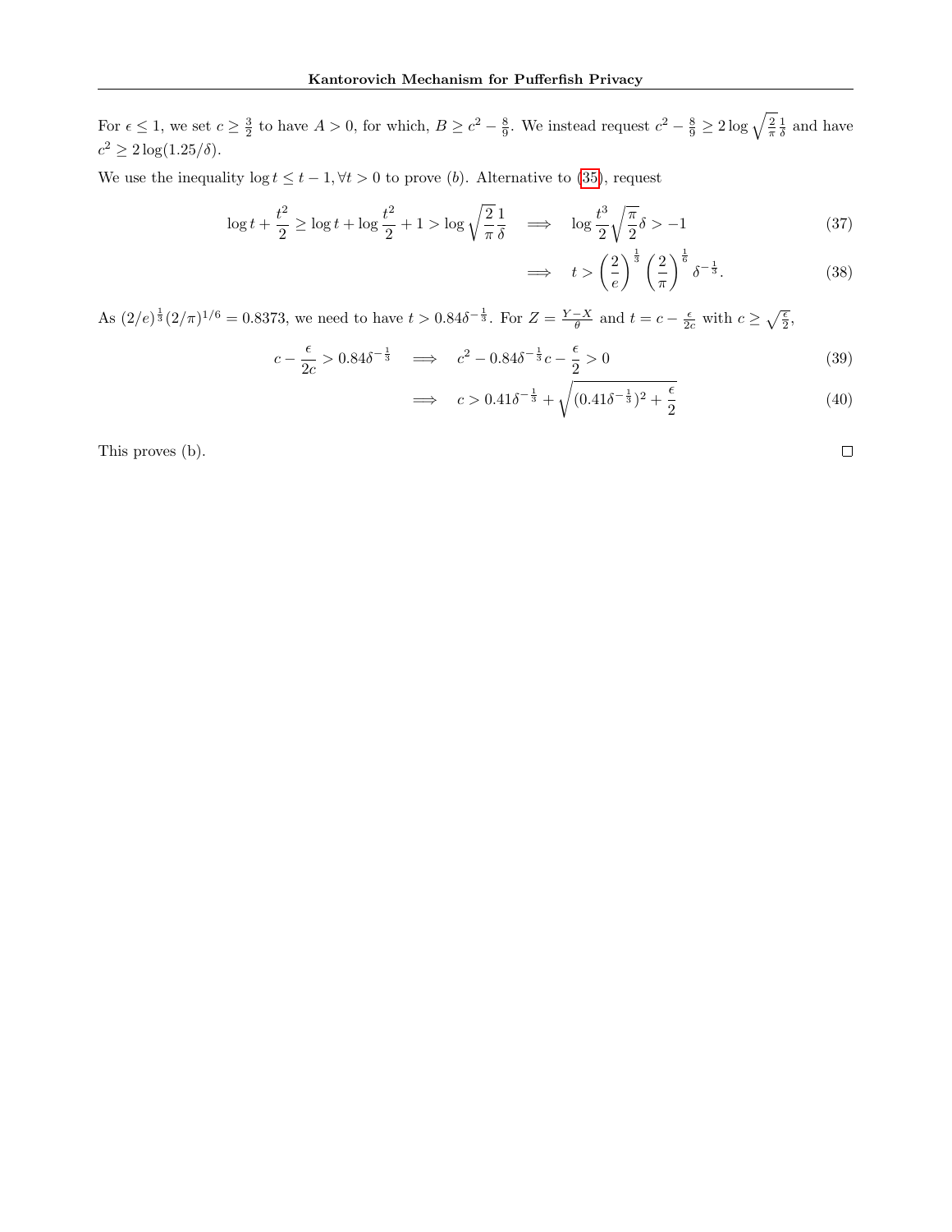For $\epsilon \leq 1$, we set $c \geq \frac{3}{2}$ to have $A > 0$, for which, $B \geq c^2 - \frac{8}{9}$. We instead request $c^2 - \frac{8}{9} \geq 2 \log \sqrt{\frac{2}{\pi}} \frac{1}{\delta}$ and have $c^2 \geq 2 \log(1.25/\delta)$.

We use the inequality $\log t \leq t - 1, \forall t > 0$ to prove $(b)$. Alternative to (35), request

$$\log t + \frac{t^2}{2} \geq \log t + \log \frac{t^2}{2} + 1 > \log \sqrt{\frac{2}{\pi}} \frac{1}{\delta} \quad \Longrightarrow \quad \log \frac{t^3}{2} \sqrt{\frac{\pi}{2}} \delta > -1 \tag{37}$$

$$\Longrightarrow \quad t > \left(\frac{2}{e}\right)^{\frac{1}{3}} \left(\frac{2}{\pi}\right)^{\frac{1}{6}} \delta^{-\frac{1}{3}}. \tag{38}$$

As $(2/e)^{\frac{1}{3}} (2/\pi)^{1/6} = 0.8373$, we need to have $t > 0.84 \delta^{-\frac{1}{3}}$. For $Z = \frac{Y - X}{\theta}$ and $t = c - \frac{\epsilon}{2c}$ with $c \geq \sqrt{\frac{\epsilon}{2}}$,

$$c - \frac{\epsilon}{2c} > 0.84 \delta^{-\frac{1}{3}} \quad \Longrightarrow \quad c^2 - 0.84 \delta^{-\frac{1}{3}} c - \frac{\epsilon}{2} > 0 \tag{39}$$

$$\Longrightarrow \quad c > 0.41 \delta^{-\frac{1}{3}} + \sqrt{(0.41 \delta^{-\frac{1}{3}})^2 + \frac{\epsilon}{2}} \tag{40}$$

This proves (b). □